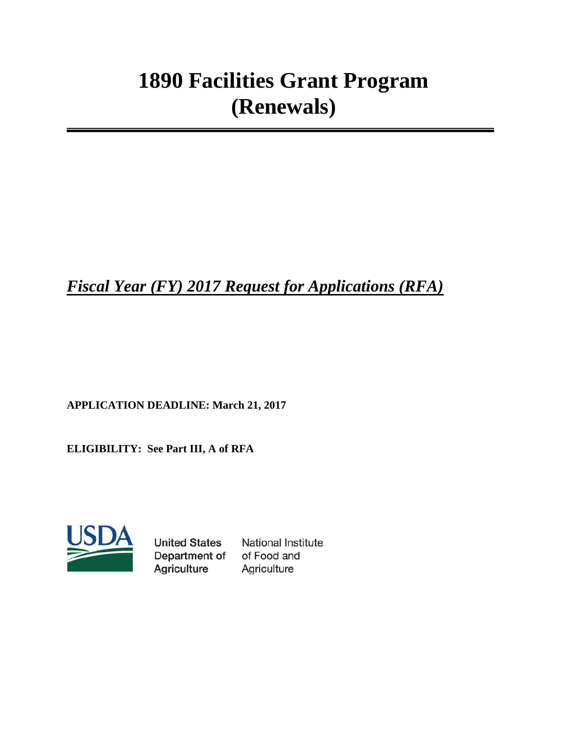# 1890 Facilities Grant Program (Renewals)

***Fiscal Year (FY) 2017 Request for Applications (RFA)***

**APPLICATION DEADLINE: March 21, 2017**

**ELIGIBILITY: See Part III, A of RFA**

United States Department of Agriculture

National Institute of Food and Agriculture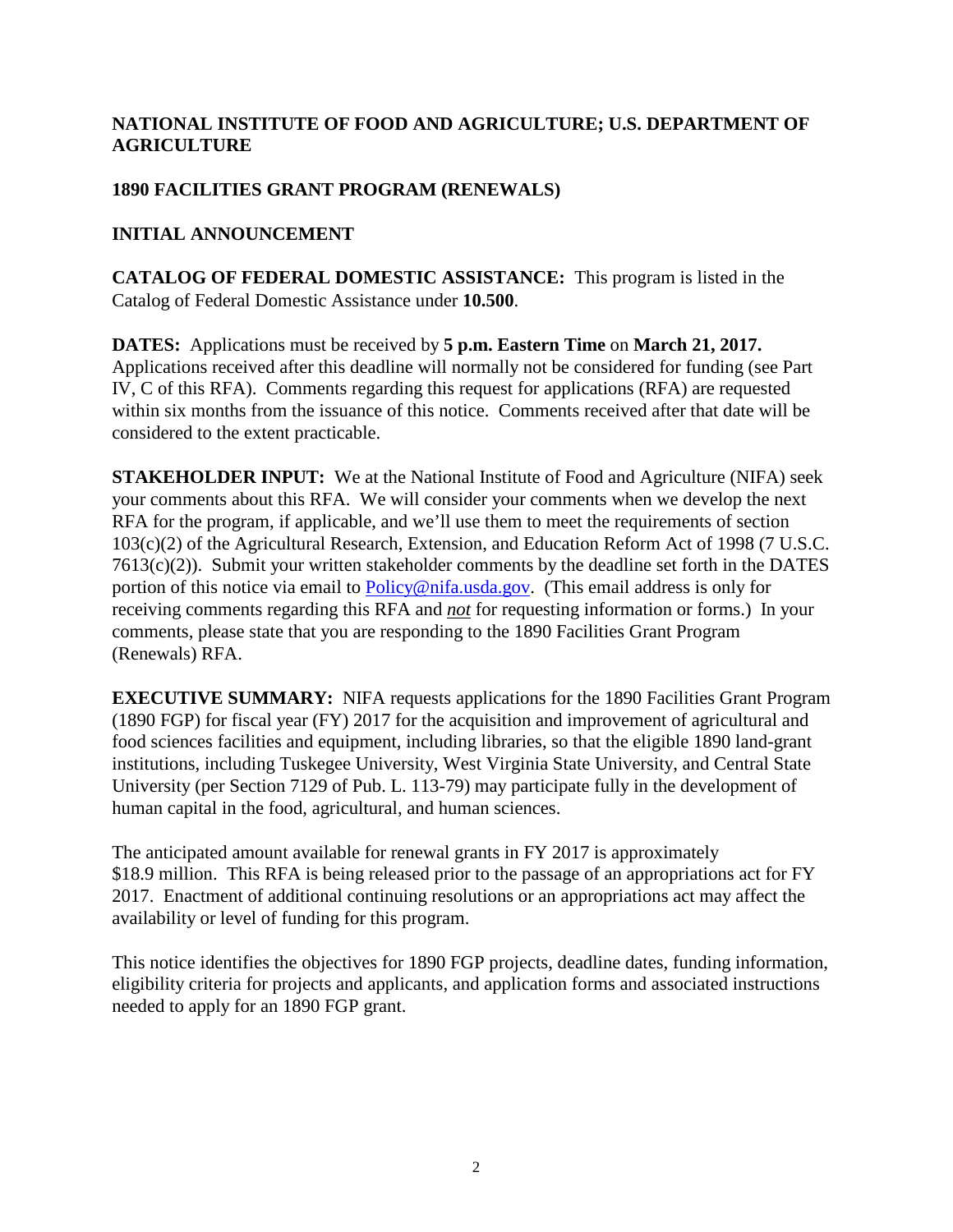**NATIONAL INSTITUTE OF FOOD AND AGRICULTURE; U.S. DEPARTMENT OF AGRICULTURE**

**1890 FACILITIES GRANT PROGRAM (RENEWALS)**

**INITIAL ANNOUNCEMENT**

**CATALOG OF FEDERAL DOMESTIC ASSISTANCE:** This program is listed in the Catalog of Federal Domestic Assistance under **10.500**.

**DATES:** Applications must be received by **5 p.m. Eastern Time** on **March 21, 2017.** Applications received after this deadline will normally not be considered for funding (see Part IV, C of this RFA). Comments regarding this request for applications (RFA) are requested within six months from the issuance of this notice. Comments received after that date will be considered to the extent practicable.

**STAKEHOLDER INPUT:** We at the National Institute of Food and Agriculture (NIFA) seek your comments about this RFA. We will consider your comments when we develop the next RFA for the program, if applicable, and we'll use them to meet the requirements of section 103(c)(2) of the Agricultural Research, Extension, and Education Reform Act of 1998 (7 U.S.C. 7613(c)(2)). Submit your written stakeholder comments by the deadline set forth in the DATES portion of this notice via email to [Policy@nifa.usda.gov](mailto:Policy@nifa.usda.gov). (This email address is only for receiving comments regarding this RFA and ***not*** for requesting information or forms.) In your comments, please state that you are responding to the 1890 Facilities Grant Program (Renewals) RFA.

**EXECUTIVE SUMMARY:** NIFA requests applications for the 1890 Facilities Grant Program (1890 FGP) for fiscal year (FY) 2017 for the acquisition and improvement of agricultural and food sciences facilities and equipment, including libraries, so that the eligible 1890 land-grant institutions, including Tuskegee University, West Virginia State University, and Central State University (per Section 7129 of Pub. L. 113-79) may participate fully in the development of human capital in the food, agricultural, and human sciences.

The anticipated amount available for renewal grants in FY 2017 is approximately $18.9 million. This RFA is being released prior to the passage of an appropriations act for FY 2017. Enactment of additional continuing resolutions or an appropriations act may affect the availability or level of funding for this program.

This notice identifies the objectives for 1890 FGP projects, deadline dates, funding information, eligibility criteria for projects and applicants, and application forms and associated instructions needed to apply for an 1890 FGP grant.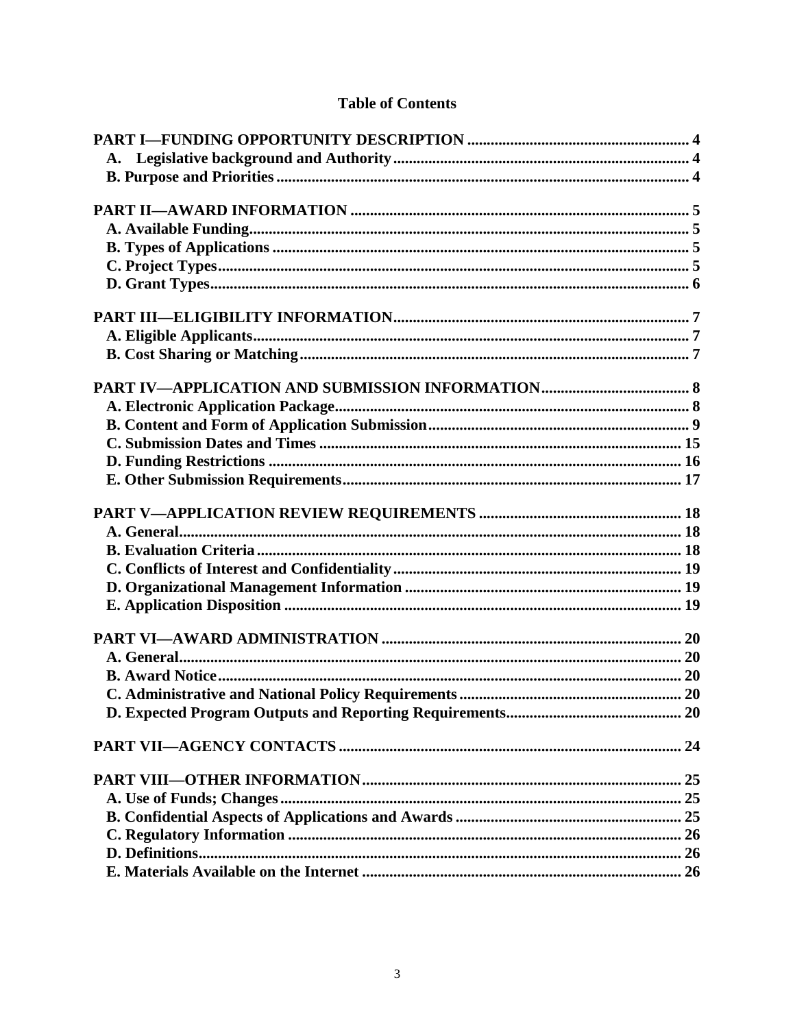# Table of Contents

**PART I—FUNDING OPPORTUNITY DESCRIPTION** ..... 4
- **A. Legislative background and Authority** ..... 4
- **B. Purpose and Priorities** ..... 4

**PART II—AWARD INFORMATION** ..... 5
- **A. Available Funding** ..... 5
- **B. Types of Applications** ..... 5
- **C. Project Types** ..... 5
- **D. Grant Types** ..... 6

**PART III—ELIGIBILITY INFORMATION** ..... 7
- **A. Eligible Applicants** ..... 7
- **B. Cost Sharing or Matching** ..... 7

**PART IV—APPLICATION AND SUBMISSION INFORMATION** ..... 8
- **A. Electronic Application Package** ..... 8
- **B. Content and Form of Application Submission** ..... 9
- **C. Submission Dates and Times** ..... 15
- **D. Funding Restrictions** ..... 16
- **E. Other Submission Requirements** ..... 17

**PART V—APPLICATION REVIEW REQUIREMENTS** ..... 18
- **A. General** ..... 18
- **B. Evaluation Criteria** ..... 18
- **C. Conflicts of Interest and Confidentiality** ..... 19
- **D. Organizational Management Information** ..... 19
- **E. Application Disposition** ..... 19

**PART VI—AWARD ADMINISTRATION** ..... 20
- **A. General** ..... 20
- **B. Award Notice** ..... 20
- **C. Administrative and National Policy Requirements** ..... 20
- **D. Expected Program Outputs and Reporting Requirements** ..... 20

**PART VII—AGENCY CONTACTS** ..... 24

**PART VIII—OTHER INFORMATION** ..... 25
- **A. Use of Funds; Changes** ..... 25
- **B. Confidential Aspects of Applications and Awards** ..... 25
- **C. Regulatory Information** ..... 26
- **D. Definitions** ..... 26
- **E. Materials Available on the Internet** ..... 26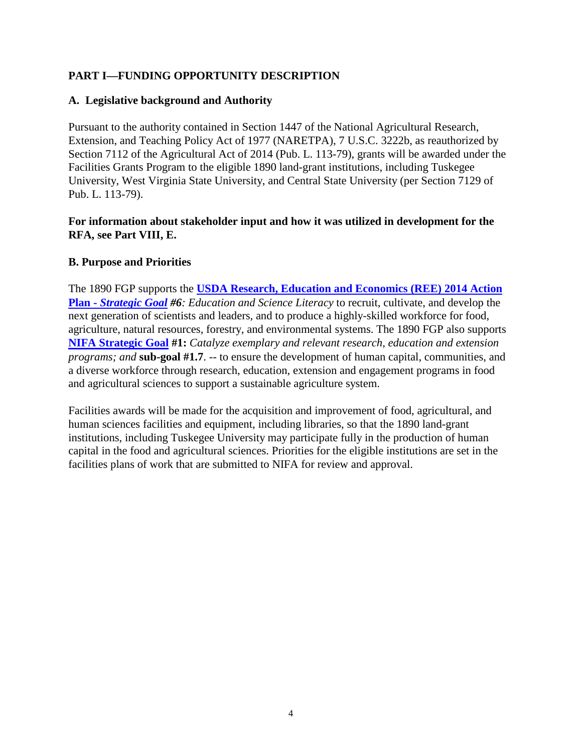## PART I—FUNDING OPPORTUNITY DESCRIPTION

### A. Legislative background and Authority

Pursuant to the authority contained in Section 1447 of the National Agricultural Research, Extension, and Teaching Policy Act of 1977 (NARETPA), 7 U.S.C. 3222b, as reauthorized by Section 7112 of the Agricultural Act of 2014 (Pub. L. 113-79), grants will be awarded under the Facilities Grants Program to the eligible 1890 land-grant institutions, including Tuskegee University, West Virginia State University, and Central State University (per Section 7129 of Pub. L. 113-79).

**For information about stakeholder input and how it was utilized in development for the RFA, see Part VIII, E.**

### B. Purpose and Priorities

The 1890 FGP supports the **USDA Research, Education and Economics (REE) 2014 Action Plan - *Strategic Goal* *#6***: *Education and Science Literacy* to recruit, cultivate, and develop the next generation of scientists and leaders, and to produce a highly-skilled workforce for food, agriculture, natural resources, forestry, and environmental systems. The 1890 FGP also supports **NIFA Strategic Goal** **#1:** *Catalyze exemplary and relevant research, education and extension programs; and* **sub-goal #1.7**. -- to ensure the development of human capital, communities, and a diverse workforce through research, education, extension and engagement programs in food and agricultural sciences to support a sustainable agriculture system.

Facilities awards will be made for the acquisition and improvement of food, agricultural, and human sciences facilities and equipment, including libraries, so that the 1890 land-grant institutions, including Tuskegee University may participate fully in the production of human capital in the food and agricultural sciences. Priorities for the eligible institutions are set in the facilities plans of work that are submitted to NIFA for review and approval.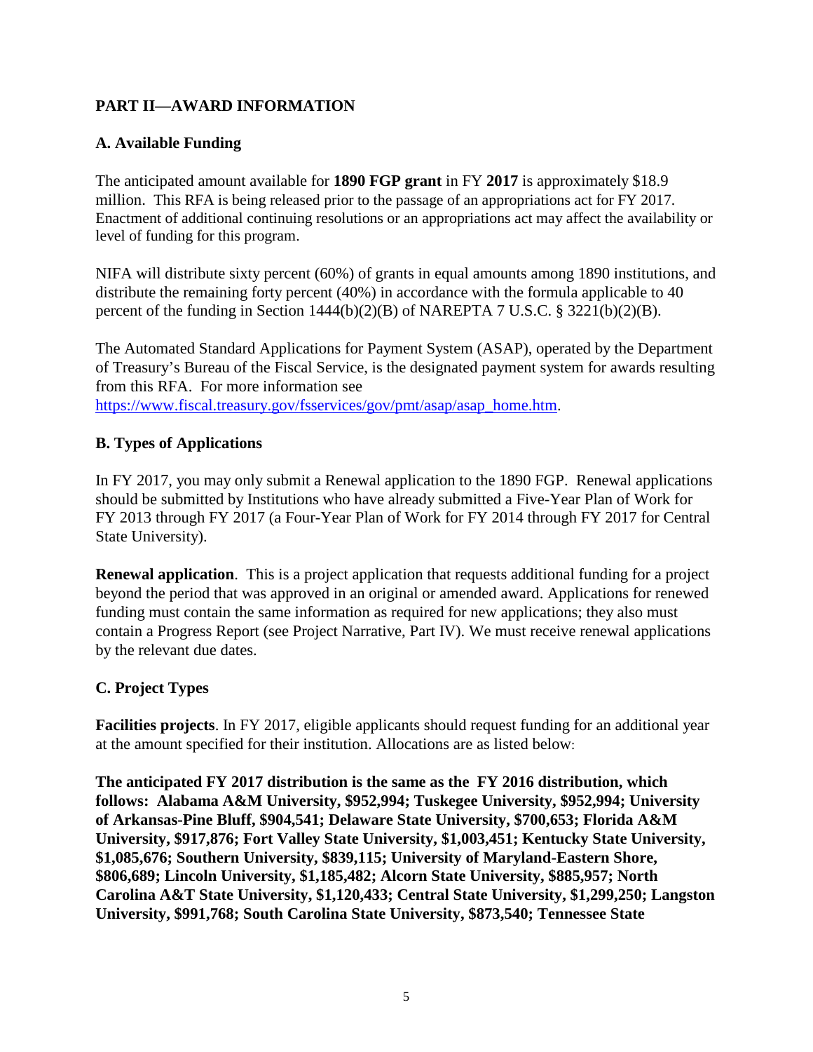## PART II—AWARD INFORMATION

### A. Available Funding

The anticipated amount available for **1890 FGP grant** in FY **2017** is approximately $18.9 million. This RFA is being released prior to the passage of an appropriations act for FY 2017. Enactment of additional continuing resolutions or an appropriations act may affect the availability or level of funding for this program.

NIFA will distribute sixty percent (60%) of grants in equal amounts among 1890 institutions, and distribute the remaining forty percent (40%) in accordance with the formula applicable to 40 percent of the funding in Section 1444(b)(2)(B) of NAREPTA 7 U.S.C. § 3221(b)(2)(B).

The Automated Standard Applications for Payment System (ASAP), operated by the Department of Treasury's Bureau of the Fiscal Service, is the designated payment system for awards resulting from this RFA. For more information see [https://www.fiscal.treasury.gov/fsservices/gov/pmt/asap/asap_home.htm](https://www.fiscal.treasury.gov/fsservices/gov/pmt/asap/asap_home.htm).

### B. Types of Applications

In FY 2017, you may only submit a Renewal application to the 1890 FGP. Renewal applications should be submitted by Institutions who have already submitted a Five-Year Plan of Work for FY 2013 through FY 2017 (a Four-Year Plan of Work for FY 2014 through FY 2017 for Central State University).

**Renewal application**. This is a project application that requests additional funding for a project beyond the period that was approved in an original or amended award. Applications for renewed funding must contain the same information as required for new applications; they also must contain a Progress Report (see Project Narrative, Part IV). We must receive renewal applications by the relevant due dates.

### C. Project Types

**Facilities projects**. In FY 2017, eligible applicants should request funding for an additional year at the amount specified for their institution. Allocations are as listed below:

**The anticipated FY 2017 distribution is the same as the FY 2016 distribution, which follows: Alabama A&M University, $952,994; Tuskegee University, $952,994; University of Arkansas-Pine Bluff, $904,541; Delaware State University, $700,653; Florida A&M University, $917,876; Fort Valley State University, $1,003,451; Kentucky State University, $1,085,676; Southern University, $839,115; University of Maryland-Eastern Shore, $806,689; Lincoln University, $1,185,482; Alcorn State University, $885,957; North Carolina A&T State University, $1,120,433; Central State University, $1,299,250; Langston University, $991,768; South Carolina State University, $873,540; Tennessee State**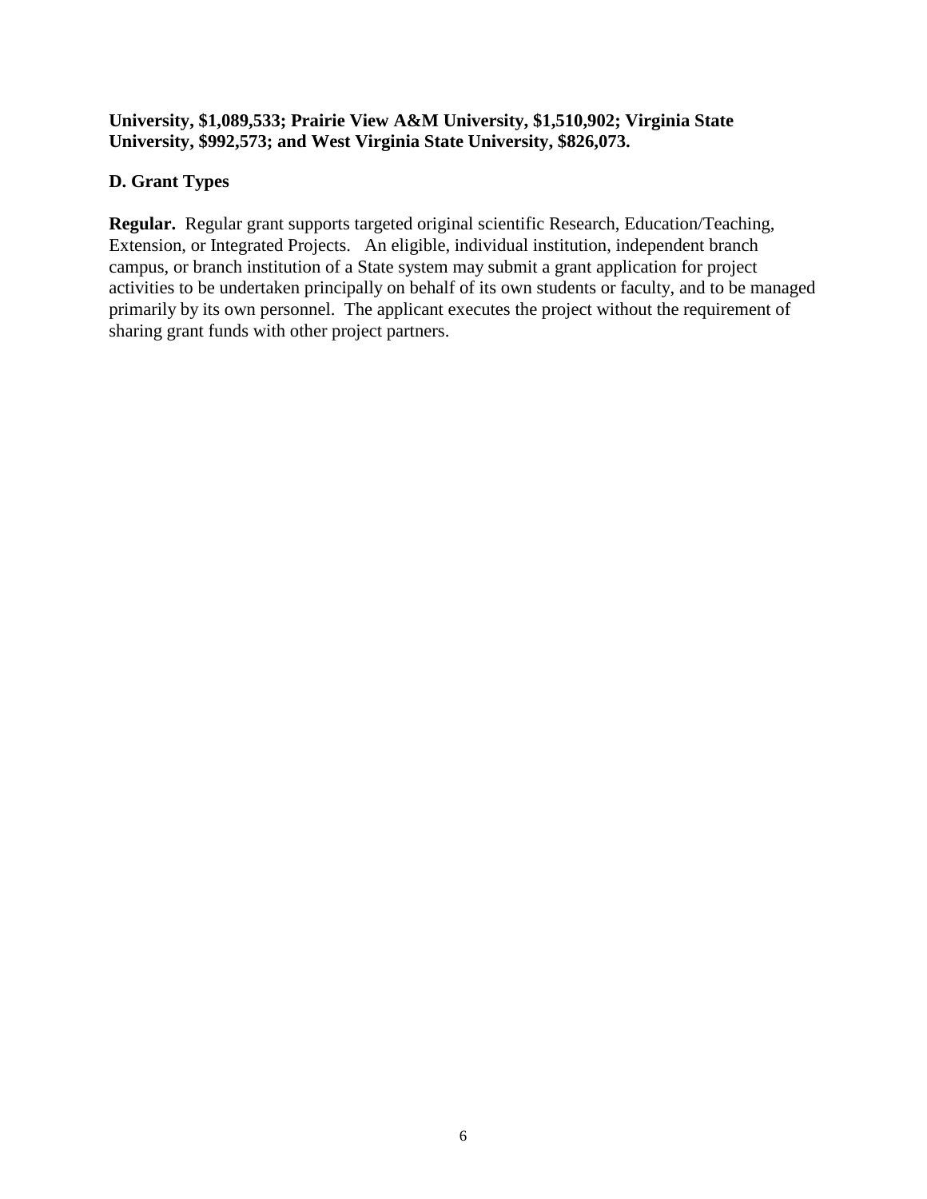**University, $1,089,533; Prairie View A&M University, $1,510,902; Virginia State University, $992,573; and West Virginia State University, $826,073.**

### D. Grant Types

**Regular.** Regular grant supports targeted original scientific Research, Education/Teaching, Extension, or Integrated Projects. An eligible, individual institution, independent branch campus, or branch institution of a State system may submit a grant application for project activities to be undertaken principally on behalf of its own students or faculty, and to be managed primarily by its own personnel. The applicant executes the project without the requirement of sharing grant funds with other project partners.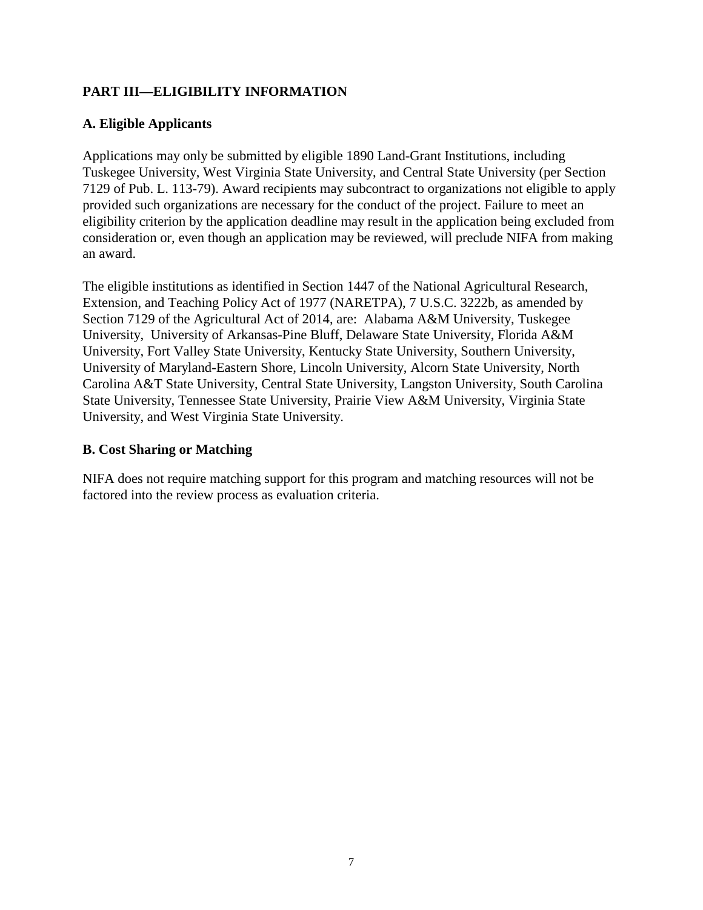## PART III—ELIGIBILITY INFORMATION

### A. Eligible Applicants

Applications may only be submitted by eligible 1890 Land-Grant Institutions, including Tuskegee University, West Virginia State University, and Central State University (per Section 7129 of Pub. L. 113-79). Award recipients may subcontract to organizations not eligible to apply provided such organizations are necessary for the conduct of the project. Failure to meet an eligibility criterion by the application deadline may result in the application being excluded from consideration or, even though an application may be reviewed, will preclude NIFA from making an award.

The eligible institutions as identified in Section 1447 of the National Agricultural Research, Extension, and Teaching Policy Act of 1977 (NARETPA), 7 U.S.C. 3222b, as amended by Section 7129 of the Agricultural Act of 2014, are: Alabama A&M University, Tuskegee University, University of Arkansas-Pine Bluff, Delaware State University, Florida A&M University, Fort Valley State University, Kentucky State University, Southern University, University of Maryland-Eastern Shore, Lincoln University, Alcorn State University, North Carolina A&T State University, Central State University, Langston University, South Carolina State University, Tennessee State University, Prairie View A&M University, Virginia State University, and West Virginia State University.

### B. Cost Sharing or Matching

NIFA does not require matching support for this program and matching resources will not be factored into the review process as evaluation criteria.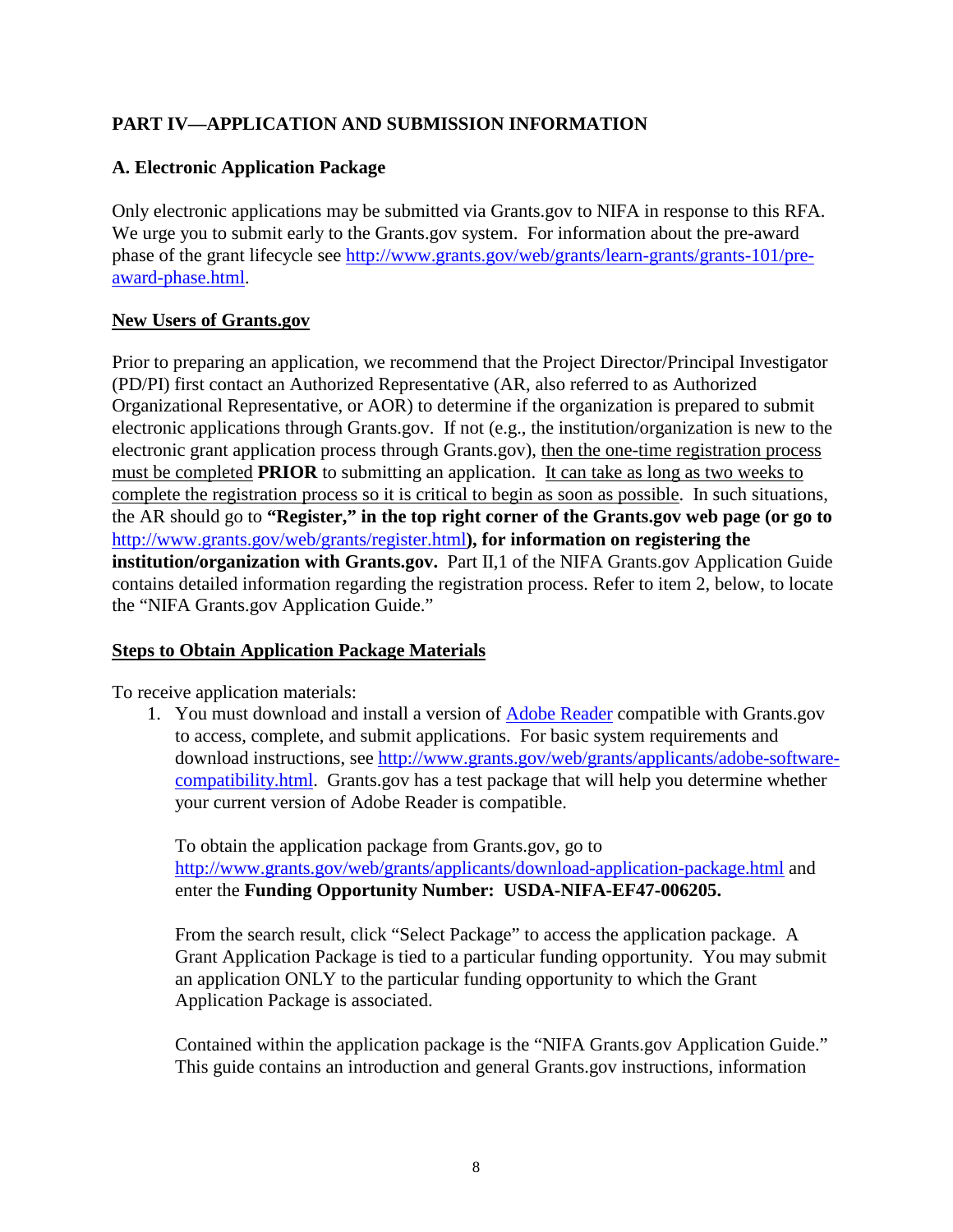## PART IV—APPLICATION AND SUBMISSION INFORMATION

### A. Electronic Application Package

Only electronic applications may be submitted via Grants.gov to NIFA in response to this RFA. We urge you to submit early to the Grants.gov system. For information about the pre-award phase of the grant lifecycle see [http://www.grants.gov/web/grants/learn-grants/grants-101/pre-award-phase.html](http://www.grants.gov/web/grants/learn-grants/grants-101/pre-award-phase.html).

**New Users of Grants.gov**

Prior to preparing an application, we recommend that the Project Director/Principal Investigator (PD/PI) first contact an Authorized Representative (AR, also referred to as Authorized Organizational Representative, or AOR) to determine if the organization is prepared to submit electronic applications through Grants.gov. If not (e.g., the institution/organization is new to the electronic grant application process through Grants.gov), then the one-time registration process must be completed **PRIOR** to submitting an application. It can take as long as two weeks to complete the registration process so it is critical to begin as soon as possible. In such situations, the AR should go to **"Register," in the top right corner of the Grants.gov web page (or go to [http://www.grants.gov/web/grants/register.html](http://www.grants.gov/web/grants/register.html)), for information on registering the institution/organization with Grants.gov.** Part II,1 of the NIFA Grants.gov Application Guide contains detailed information regarding the registration process. Refer to item 2, below, to locate the "NIFA Grants.gov Application Guide."

**Steps to Obtain Application Package Materials**

To receive application materials:

1. You must download and install a version of [Adobe Reader](#) compatible with Grants.gov to access, complete, and submit applications. For basic system requirements and download instructions, see [http://www.grants.gov/web/grants/applicants/adobe-software-compatibility.html](http://www.grants.gov/web/grants/applicants/adobe-software-compatibility.html). Grants.gov has a test package that will help you determine whether your current version of Adobe Reader is compatible.

   To obtain the application package from Grants.gov, go to [http://www.grants.gov/web/grants/applicants/download-application-package.html](http://www.grants.gov/web/grants/applicants/download-application-package.html) and enter the **Funding Opportunity Number: USDA-NIFA-EF47-006205.**

   From the search result, click "Select Package" to access the application package. A Grant Application Package is tied to a particular funding opportunity. You may submit an application ONLY to the particular funding opportunity to which the Grant Application Package is associated.

   Contained within the application package is the "NIFA Grants.gov Application Guide." This guide contains an introduction and general Grants.gov instructions, information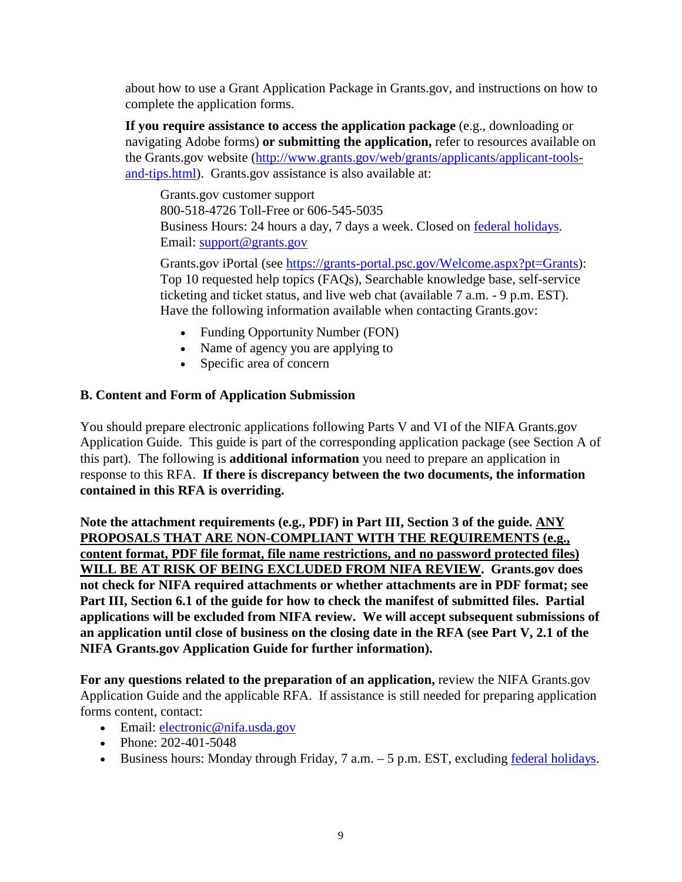about how to use a Grant Application Package in Grants.gov, and instructions on how to complete the application forms.

**If you require assistance to access the application package** (e.g., downloading or navigating Adobe forms) **or submitting the application,** refer to resources available on the Grants.gov website (http://www.grants.gov/web/grants/applicants/applicant-tools-and-tips.html). Grants.gov assistance is also available at:

Grants.gov customer support
800-518-4726 Toll-Free or 606-545-5035
Business Hours: 24 hours a day, 7 days a week. Closed on federal holidays.
Email: support@grants.gov

Grants.gov iPortal (see https://grants-portal.psc.gov/Welcome.aspx?pt=Grants): Top 10 requested help topics (FAQs), Searchable knowledge base, self-service ticketing and ticket status, and live web chat (available 7 a.m. - 9 p.m. EST). Have the following information available when contacting Grants.gov:

- Funding Opportunity Number (FON)
- Name of agency you are applying to
- Specific area of concern

### B. Content and Form of Application Submission

You should prepare electronic applications following Parts V and VI of the NIFA Grants.gov Application Guide. This guide is part of the corresponding application package (see Section A of this part). The following is **additional information** you need to prepare an application in response to this RFA. **If there is discrepancy between the two documents, the information contained in this RFA is overriding.**

**Note the attachment requirements (e.g., PDF) in Part III, Section 3 of the guide. ANY PROPOSALS THAT ARE NON-COMPLIANT WITH THE REQUIREMENTS (e.g., content format, PDF file format, file name restrictions, and no password protected files) WILL BE AT RISK OF BEING EXCLUDED FROM NIFA REVIEW. Grants.gov does not check for NIFA required attachments or whether attachments are in PDF format; see Part III, Section 6.1 of the guide for how to check the manifest of submitted files. Partial applications will be excluded from NIFA review. We will accept subsequent submissions of an application until close of business on the closing date in the RFA (see Part V, 2.1 of the NIFA Grants.gov Application Guide for further information).**

**For any questions related to the preparation of an application,** review the NIFA Grants.gov Application Guide and the applicable RFA. If assistance is still needed for preparing application forms content, contact:

- Email: electronic@nifa.usda.gov
- Phone: 202-401-5048
- Business hours: Monday through Friday, 7 a.m. – 5 p.m. EST, excluding federal holidays.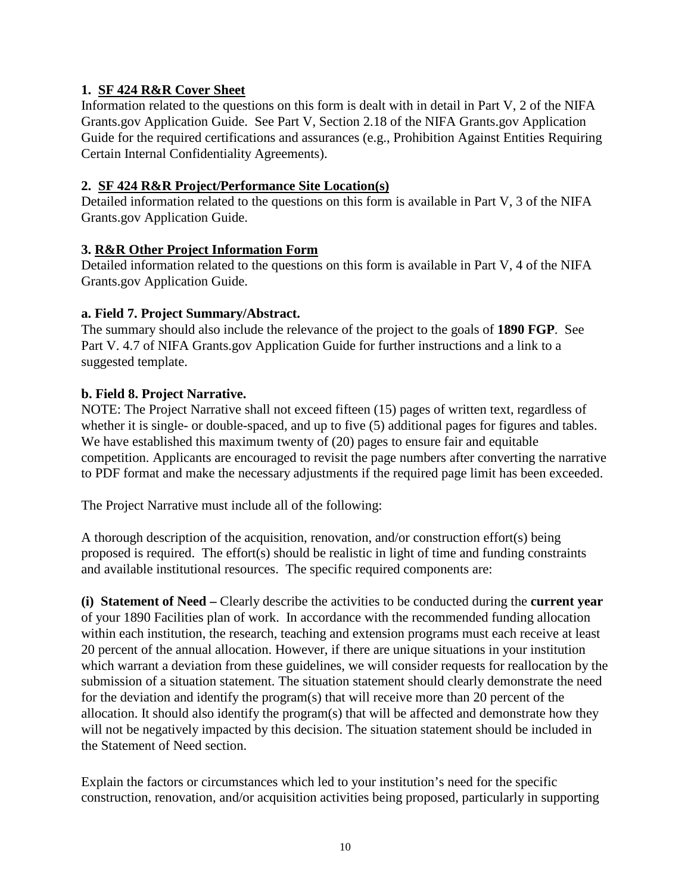**1. <u>SF 424 R&R Cover Sheet</u>**

Information related to the questions on this form is dealt with in detail in Part V, 2 of the NIFA Grants.gov Application Guide. See Part V, Section 2.18 of the NIFA Grants.gov Application Guide for the required certifications and assurances (e.g., Prohibition Against Entities Requiring Certain Internal Confidentiality Agreements).

**2. <u>SF 424 R&R Project/Performance Site Location(s)</u>**

Detailed information related to the questions on this form is available in Part V, 3 of the NIFA Grants.gov Application Guide.

**3. <u>R&R Other Project Information Form</u>**

Detailed information related to the questions on this form is available in Part V, 4 of the NIFA Grants.gov Application Guide.

**a. Field 7. Project Summary/Abstract.**

The summary should also include the relevance of the project to the goals of **1890 FGP**. See Part V. 4.7 of NIFA Grants.gov Application Guide for further instructions and a link to a suggested template.

**b. Field 8. Project Narrative.**

NOTE: The Project Narrative shall not exceed fifteen (15) pages of written text, regardless of whether it is single- or double-spaced, and up to five (5) additional pages for figures and tables. We have established this maximum twenty of (20) pages to ensure fair and equitable competition. Applicants are encouraged to revisit the page numbers after converting the narrative to PDF format and make the necessary adjustments if the required page limit has been exceeded.

The Project Narrative must include all of the following:

A thorough description of the acquisition, renovation, and/or construction effort(s) being proposed is required. The effort(s) should be realistic in light of time and funding constraints and available institutional resources. The specific required components are:

**(i) Statement of Need –** Clearly describe the activities to be conducted during the **current year** of your 1890 Facilities plan of work. In accordance with the recommended funding allocation within each institution, the research, teaching and extension programs must each receive at least 20 percent of the annual allocation. However, if there are unique situations in your institution which warrant a deviation from these guidelines, we will consider requests for reallocation by the submission of a situation statement. The situation statement should clearly demonstrate the need for the deviation and identify the program(s) that will receive more than 20 percent of the allocation. It should also identify the program(s) that will be affected and demonstrate how they will not be negatively impacted by this decision. The situation statement should be included in the Statement of Need section.

Explain the factors or circumstances which led to your institution's need for the specific construction, renovation, and/or acquisition activities being proposed, particularly in supporting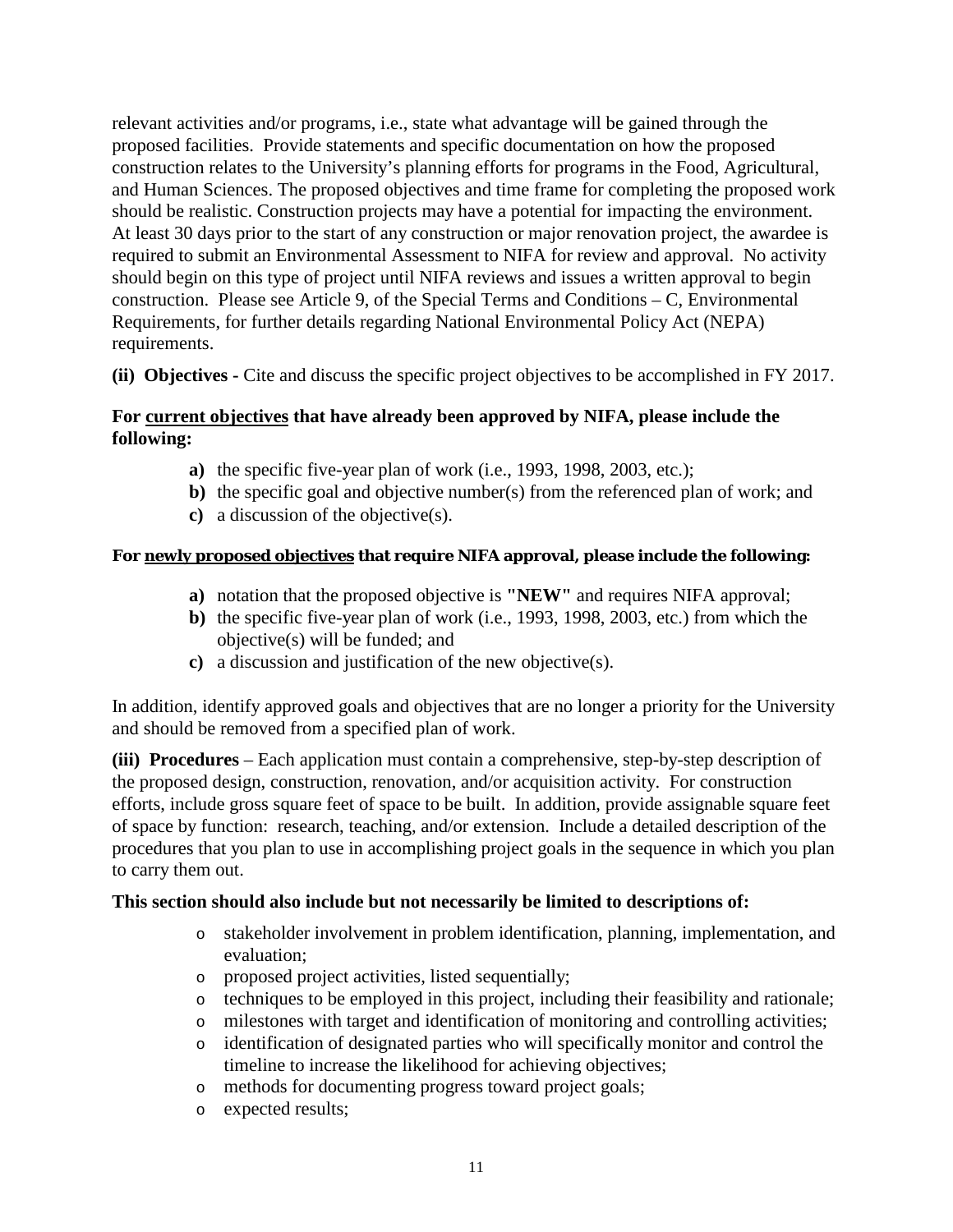relevant activities and/or programs, i.e., state what advantage will be gained through the proposed facilities. Provide statements and specific documentation on how the proposed construction relates to the University's planning efforts for programs in the Food, Agricultural, and Human Sciences. The proposed objectives and time frame for completing the proposed work should be realistic. Construction projects may have a potential for impacting the environment. At least 30 days prior to the start of any construction or major renovation project, the awardee is required to submit an Environmental Assessment to NIFA for review and approval. No activity should begin on this type of project until NIFA reviews and issues a written approval to begin construction. Please see Article 9, of the Special Terms and Conditions – C, Environmental Requirements, for further details regarding National Environmental Policy Act (NEPA) requirements.

**(ii) Objectives -** Cite and discuss the specific project objectives to be accomplished in FY 2017.

**For <u>current objectives</u> that have already been approved by NIFA, please include the following:**

- **a)** the specific five-year plan of work (i.e., 1993, 1998, 2003, etc.);
- **b)** the specific goal and objective number(s) from the referenced plan of work; and
- **c)** a discussion of the objective(s).

**For <u>newly proposed objectives</u> that require NIFA approval, please include the following:**

- **a)** notation that the proposed objective is **"NEW"** and requires NIFA approval;
- **b)** the specific five-year plan of work (i.e., 1993, 1998, 2003, etc.) from which the objective(s) will be funded; and
- **c)** a discussion and justification of the new objective(s).

In addition, identify approved goals and objectives that are no longer a priority for the University and should be removed from a specified plan of work.

**(iii) Procedures** – Each application must contain a comprehensive, step-by-step description of the proposed design, construction, renovation, and/or acquisition activity. For construction efforts, include gross square feet of space to be built. In addition, provide assignable square feet of space by function: research, teaching, and/or extension. Include a detailed description of the procedures that you plan to use in accomplishing project goals in the sequence in which you plan to carry them out.

**This section should also include but not necessarily be limited to descriptions of:**

- stakeholder involvement in problem identification, planning, implementation, and evaluation;
- proposed project activities, listed sequentially;
- techniques to be employed in this project, including their feasibility and rationale;
- milestones with target and identification of monitoring and controlling activities;
- identification of designated parties who will specifically monitor and control the timeline to increase the likelihood for achieving objectives;
- methods for documenting progress toward project goals;
- expected results;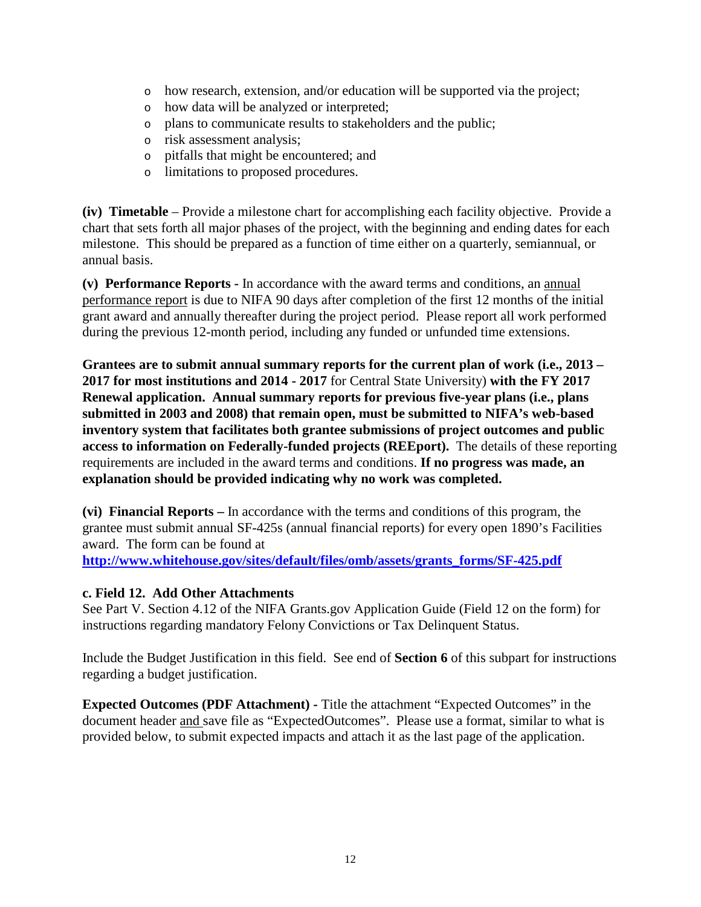- how research, extension, and/or education will be supported via the project;
- how data will be analyzed or interpreted;
- plans to communicate results to stakeholders and the public;
- risk assessment analysis;
- pitfalls that might be encountered; and
- limitations to proposed procedures.

**(iv) Timetable** – Provide a milestone chart for accomplishing each facility objective. Provide a chart that sets forth all major phases of the project, with the beginning and ending dates for each milestone. This should be prepared as a function of time either on a quarterly, semiannual, or annual basis.

**(v) Performance Reports -** In accordance with the award terms and conditions, an annual performance report is due to NIFA 90 days after completion of the first 12 months of the initial grant award and annually thereafter during the project period. Please report all work performed during the previous 12-month period, including any funded or unfunded time extensions.

**Grantees are to submit annual summary reports for the current plan of work (i.e., 2013 – 2017 for most institutions and 2014 - 2017** for Central State University) **with the FY 2017 Renewal application. Annual summary reports for previous five-year plans (i.e., plans submitted in 2003 and 2008) that remain open, must be submitted to NIFA's web-based inventory system that facilitates both grantee submissions of project outcomes and public access to information on Federally-funded projects (REEport).** The details of these reporting requirements are included in the award terms and conditions. **If no progress was made, an explanation should be provided indicating why no work was completed.**

**(vi) Financial Reports –** In accordance with the terms and conditions of this program, the grantee must submit annual SF-425s (annual financial reports) for every open 1890's Facilities award. The form can be found at **http://www.whitehouse.gov/sites/default/files/omb/assets/grants_forms/SF-425.pdf**

**c. Field 12. Add Other Attachments**

See Part V. Section 4.12 of the NIFA Grants.gov Application Guide (Field 12 on the form) for instructions regarding mandatory Felony Convictions or Tax Delinquent Status.

Include the Budget Justification in this field. See end of **Section 6** of this subpart for instructions regarding a budget justification.

**Expected Outcomes (PDF Attachment) -** Title the attachment "Expected Outcomes" in the document header and save file as "ExpectedOutcomes". Please use a format, similar to what is provided below, to submit expected impacts and attach it as the last page of the application.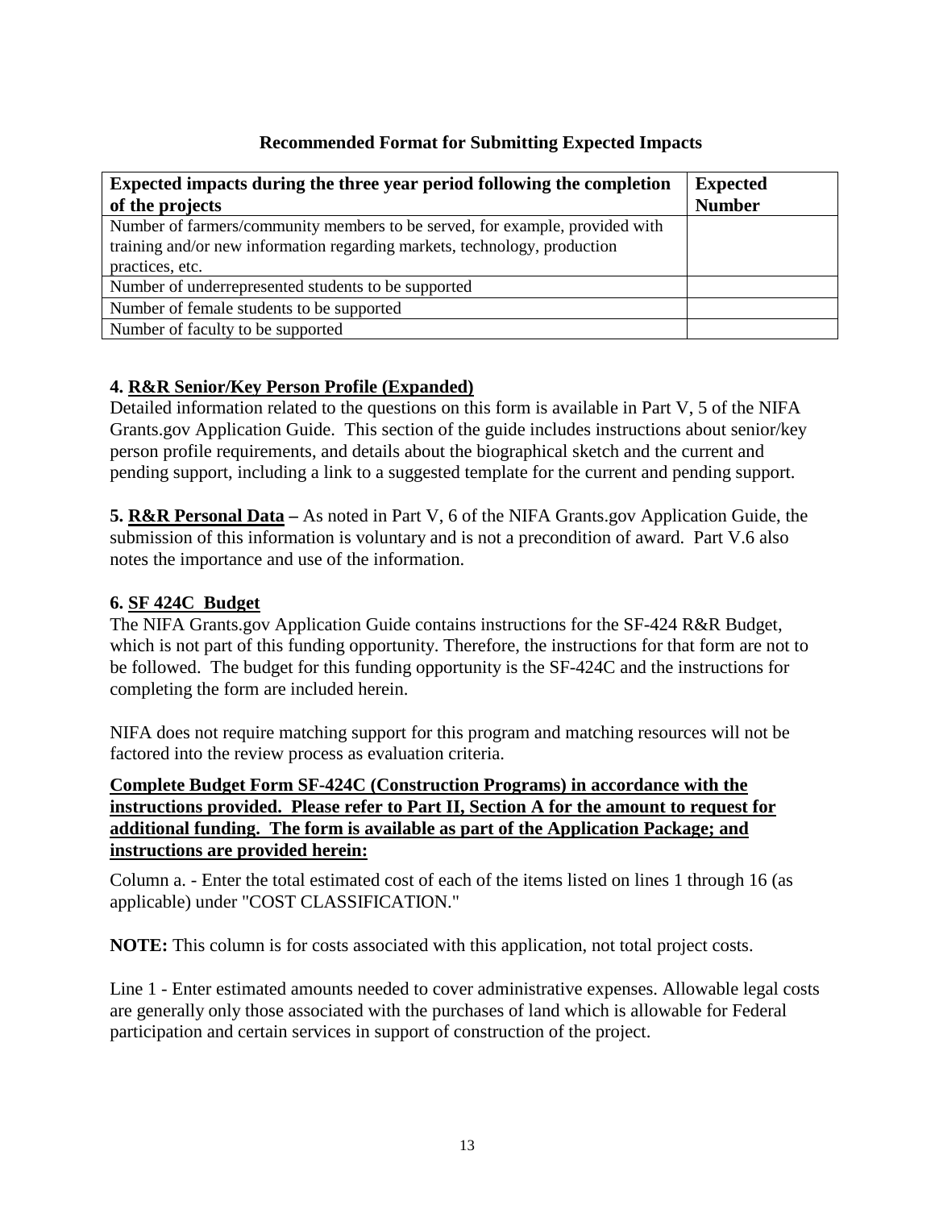**Recommended Format for Submitting Expected Impacts**

| Expected impacts during the three year period following the completion of the projects | Expected Number |
|---|---|
| Number of farmers/community members to be served, for example, provided with training and/or new information regarding markets, technology, production practices, etc. | |
| Number of underrepresented students to be supported | |
| Number of female students to be supported | |
| Number of faculty to be supported | |

**4. R&R Senior/Key Person Profile (Expanded)**

Detailed information related to the questions on this form is available in Part V, 5 of the NIFA Grants.gov Application Guide. This section of the guide includes instructions about senior/key person profile requirements, and details about the biographical sketch and the current and pending support, including a link to a suggested template for the current and pending support.

**5. R&R Personal Data –** As noted in Part V, 6 of the NIFA Grants.gov Application Guide, the submission of this information is voluntary and is not a precondition of award. Part V.6 also notes the importance and use of the information.

**6. SF 424C Budget**

The NIFA Grants.gov Application Guide contains instructions for the SF-424 R&R Budget, which is not part of this funding opportunity. Therefore, the instructions for that form are not to be followed. The budget for this funding opportunity is the SF-424C and the instructions for completing the form are included herein.

NIFA does not require matching support for this program and matching resources will not be factored into the review process as evaluation criteria.

**Complete Budget Form SF-424C (Construction Programs) in accordance with the instructions provided. Please refer to Part II, Section A for the amount to request for additional funding. The form is available as part of the Application Package; and instructions are provided herein:**

Column a. - Enter the total estimated cost of each of the items listed on lines 1 through 16 (as applicable) under "COST CLASSIFICATION."

**NOTE:** This column is for costs associated with this application, not total project costs.

Line 1 - Enter estimated amounts needed to cover administrative expenses. Allowable legal costs are generally only those associated with the purchases of land which is allowable for Federal participation and certain services in support of construction of the project.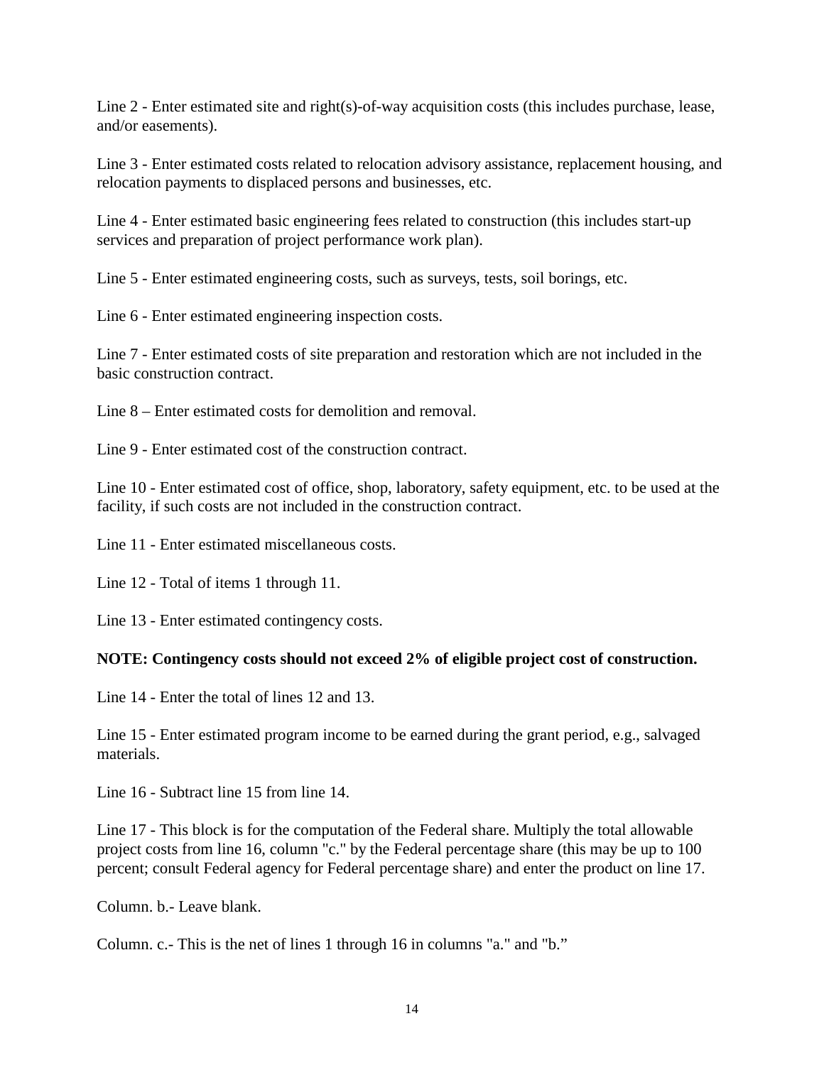Line 2 - Enter estimated site and right(s)-of-way acquisition costs (this includes purchase, lease, and/or easements).

Line 3 - Enter estimated costs related to relocation advisory assistance, replacement housing, and relocation payments to displaced persons and businesses, etc.

Line 4 - Enter estimated basic engineering fees related to construction (this includes start-up services and preparation of project performance work plan).

Line 5 - Enter estimated engineering costs, such as surveys, tests, soil borings, etc.

Line 6 - Enter estimated engineering inspection costs.

Line 7 - Enter estimated costs of site preparation and restoration which are not included in the basic construction contract.

Line 8 – Enter estimated costs for demolition and removal.

Line 9 - Enter estimated cost of the construction contract.

Line 10 - Enter estimated cost of office, shop, laboratory, safety equipment, etc. to be used at the facility, if such costs are not included in the construction contract.

Line 11 - Enter estimated miscellaneous costs.

Line 12 - Total of items 1 through 11.

Line 13 - Enter estimated contingency costs.

**NOTE: Contingency costs should not exceed 2% of eligible project cost of construction.**

Line 14 - Enter the total of lines 12 and 13.

Line 15 - Enter estimated program income to be earned during the grant period, e.g., salvaged materials.

Line 16 - Subtract line 15 from line 14.

Line 17 - This block is for the computation of the Federal share. Multiply the total allowable project costs from line 16, column "c." by the Federal percentage share (this may be up to 100 percent; consult Federal agency for Federal percentage share) and enter the product on line 17.

Column. b.- Leave blank.

Column. c.- This is the net of lines 1 through 16 in columns "a." and "b."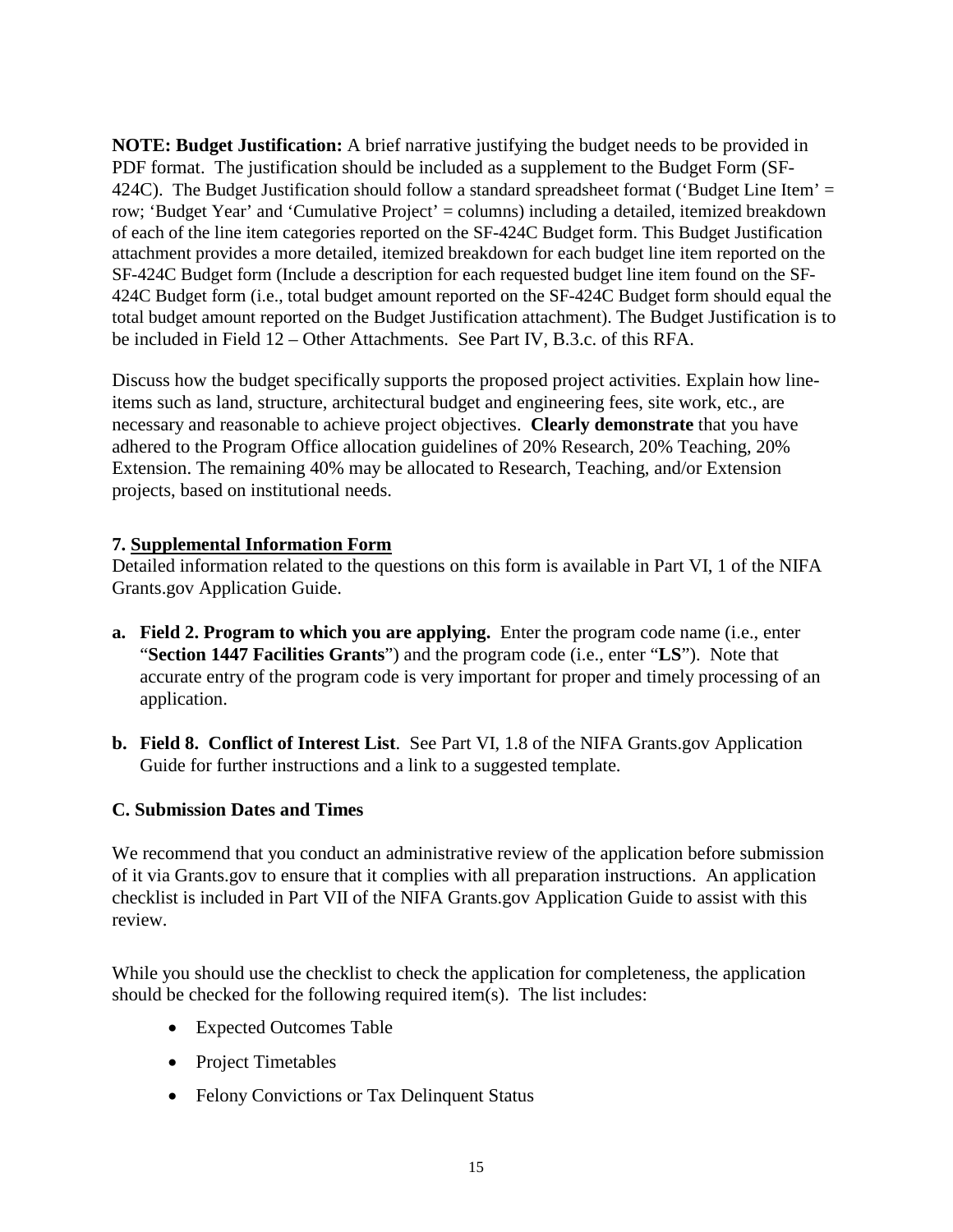**NOTE: Budget Justification:** A brief narrative justifying the budget needs to be provided in PDF format. The justification should be included as a supplement to the Budget Form (SF-424C). The Budget Justification should follow a standard spreadsheet format ('Budget Line Item' = row; 'Budget Year' and 'Cumulative Project' = columns) including a detailed, itemized breakdown of each of the line item categories reported on the SF-424C Budget form. This Budget Justification attachment provides a more detailed, itemized breakdown for each budget line item reported on the SF-424C Budget form (Include a description for each requested budget line item found on the SF-424C Budget form (i.e., total budget amount reported on the SF-424C Budget form should equal the total budget amount reported on the Budget Justification attachment). The Budget Justification is to be included in Field 12 – Other Attachments. See Part IV, B.3.c. of this RFA.

Discuss how the budget specifically supports the proposed project activities. Explain how line-items such as land, structure, architectural budget and engineering fees, site work, etc., are necessary and reasonable to achieve project objectives. **Clearly demonstrate** that you have adhered to the Program Office allocation guidelines of 20% Research, 20% Teaching, 20% Extension. The remaining 40% may be allocated to Research, Teaching, and/or Extension projects, based on institutional needs.

**7. Supplemental Information Form**

Detailed information related to the questions on this form is available in Part VI, 1 of the NIFA Grants.gov Application Guide.

a. **Field 2. Program to which you are applying.** Enter the program code name (i.e., enter "**Section 1447 Facilities Grants**") and the program code (i.e., enter "**LS**"). Note that accurate entry of the program code is very important for proper and timely processing of an application.

b. **Field 8. Conflict of Interest List**. See Part VI, 1.8 of the NIFA Grants.gov Application Guide for further instructions and a link to a suggested template.

### C. Submission Dates and Times

We recommend that you conduct an administrative review of the application before submission of it via Grants.gov to ensure that it complies with all preparation instructions. An application checklist is included in Part VII of the NIFA Grants.gov Application Guide to assist with this review.

While you should use the checklist to check the application for completeness, the application should be checked for the following required item(s). The list includes:

- Expected Outcomes Table
- Project Timetables
- Felony Convictions or Tax Delinquent Status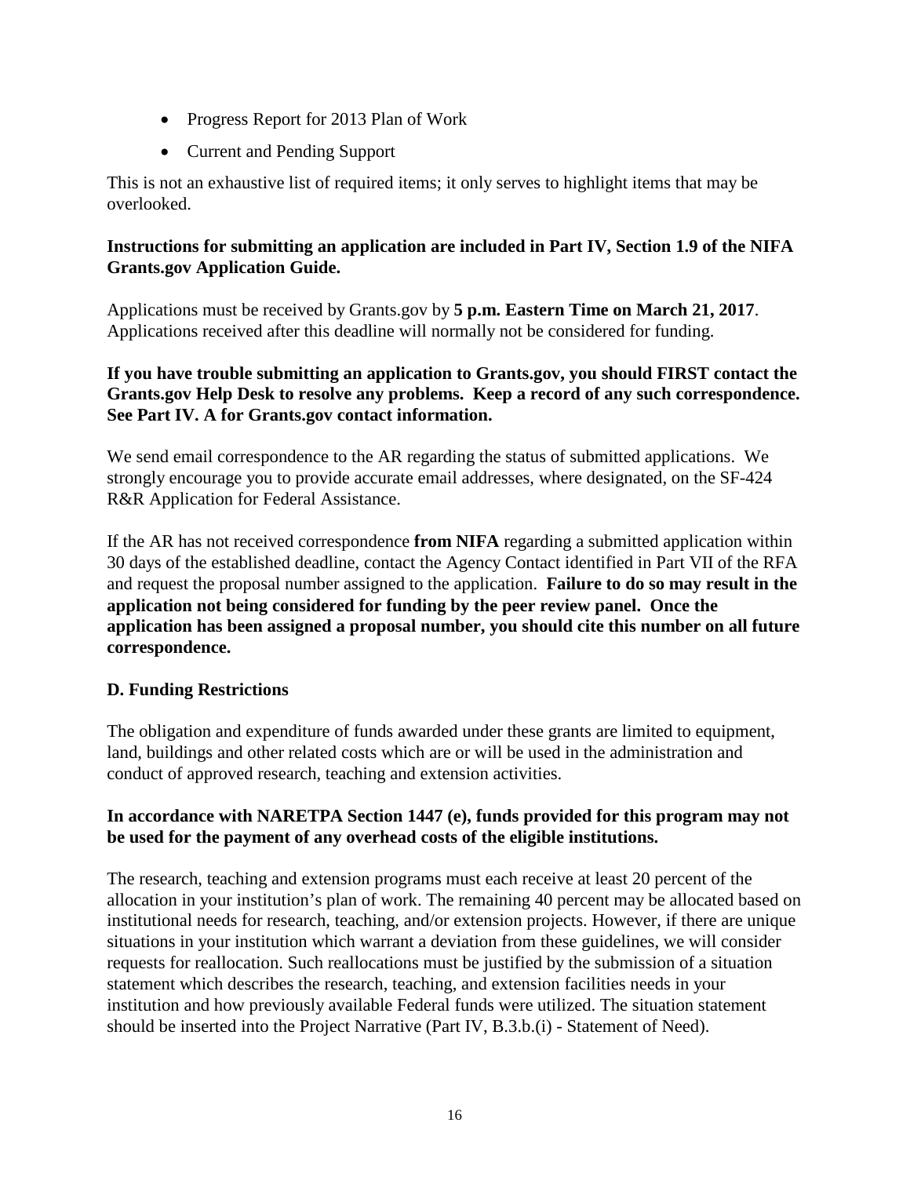- Progress Report for 2013 Plan of Work
- Current and Pending Support

This is not an exhaustive list of required items; it only serves to highlight items that may be overlooked.

**Instructions for submitting an application are included in Part IV, Section 1.9 of the NIFA Grants.gov Application Guide.**

Applications must be received by Grants.gov by **5 p.m. Eastern Time on March 21, 2017**. Applications received after this deadline will normally not be considered for funding.

**If you have trouble submitting an application to Grants.gov, you should FIRST contact the Grants.gov Help Desk to resolve any problems. Keep a record of any such correspondence. See Part IV. A for Grants.gov contact information.**

We send email correspondence to the AR regarding the status of submitted applications. We strongly encourage you to provide accurate email addresses, where designated, on the SF-424 R&R Application for Federal Assistance.

If the AR has not received correspondence **from NIFA** regarding a submitted application within 30 days of the established deadline, contact the Agency Contact identified in Part VII of the RFA and request the proposal number assigned to the application. **Failure to do so may result in the application not being considered for funding by the peer review panel. Once the application has been assigned a proposal number, you should cite this number on all future correspondence.**

### D. Funding Restrictions

The obligation and expenditure of funds awarded under these grants are limited to equipment, land, buildings and other related costs which are or will be used in the administration and conduct of approved research, teaching and extension activities.

**In accordance with NARETPA Section 1447 (e), funds provided for this program may not be used for the payment of any overhead costs of the eligible institutions.**

The research, teaching and extension programs must each receive at least 20 percent of the allocation in your institution's plan of work. The remaining 40 percent may be allocated based on institutional needs for research, teaching, and/or extension projects. However, if there are unique situations in your institution which warrant a deviation from these guidelines, we will consider requests for reallocation. Such reallocations must be justified by the submission of a situation statement which describes the research, teaching, and extension facilities needs in your institution and how previously available Federal funds were utilized. The situation statement should be inserted into the Project Narrative (Part IV, B.3.b.(i) - Statement of Need).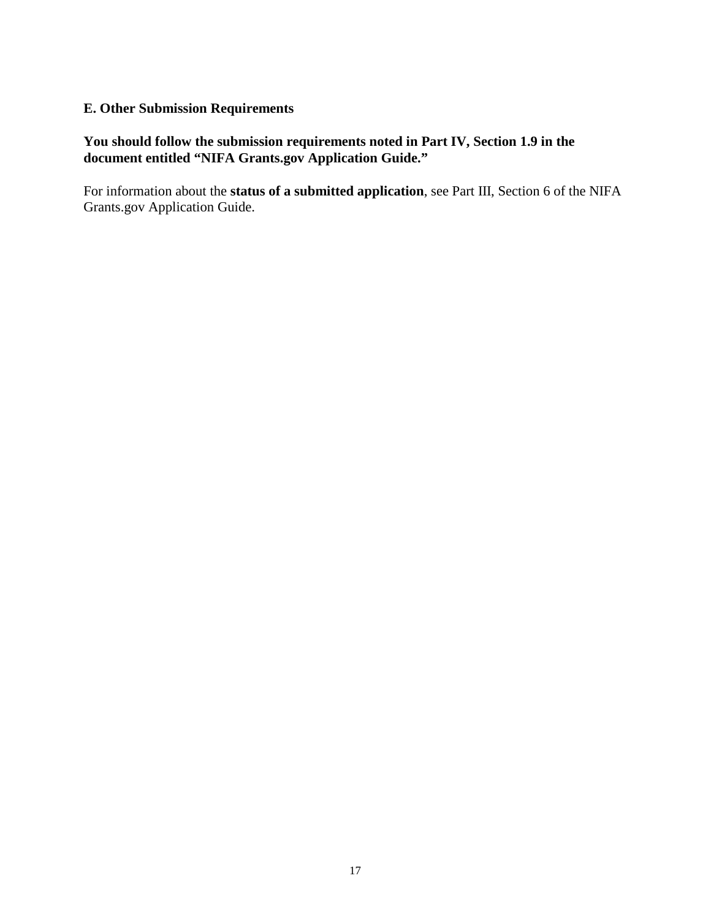### E. Other Submission Requirements

**You should follow the submission requirements noted in Part IV, Section 1.9 in the document entitled "NIFA Grants.gov Application Guide."**

For information about the **status of a submitted application**, see Part III, Section 6 of the NIFA Grants.gov Application Guide.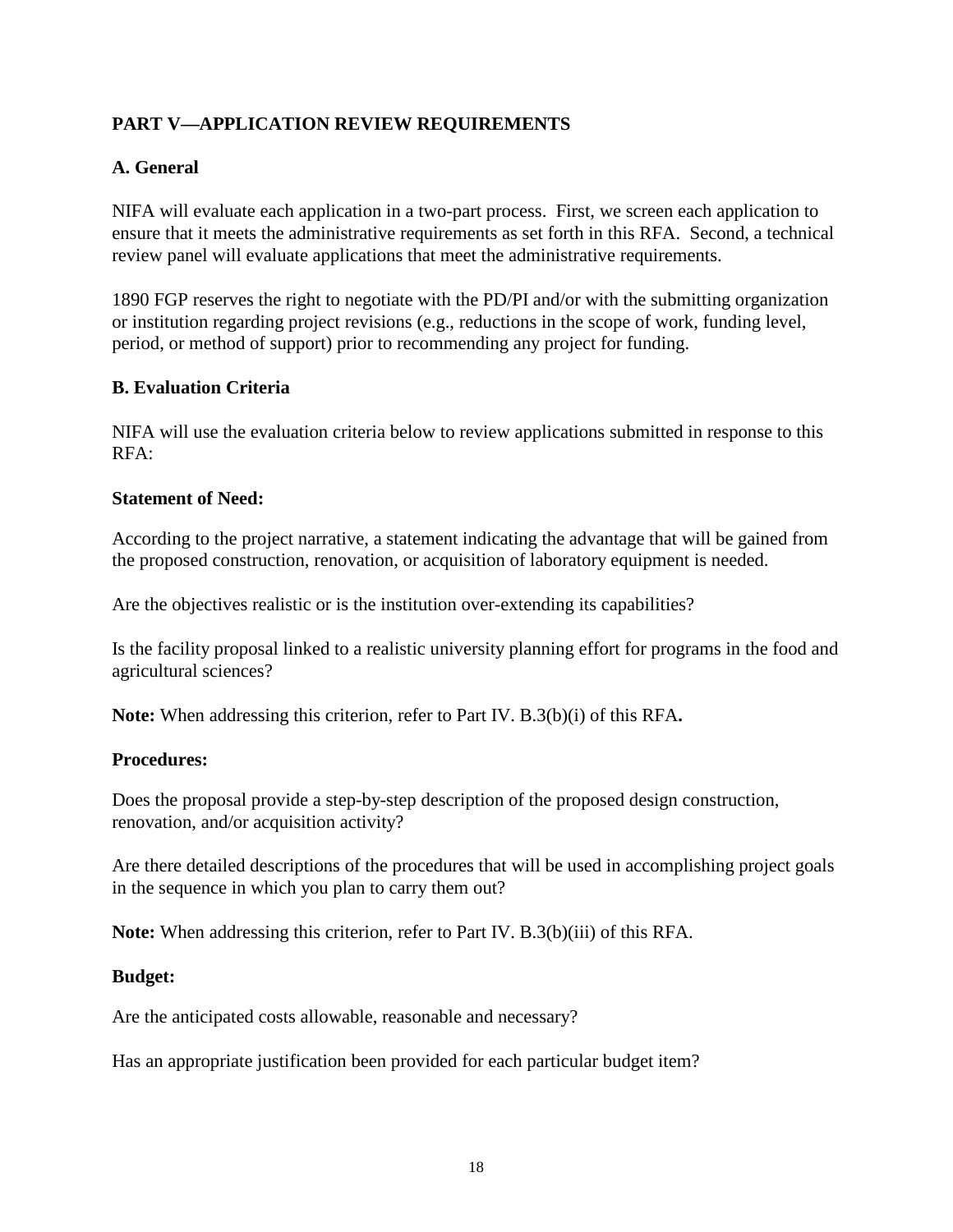## PART V—APPLICATION REVIEW REQUIREMENTS

### A. General

NIFA will evaluate each application in a two-part process. First, we screen each application to ensure that it meets the administrative requirements as set forth in this RFA. Second, a technical review panel will evaluate applications that meet the administrative requirements.

1890 FGP reserves the right to negotiate with the PD/PI and/or with the submitting organization or institution regarding project revisions (e.g., reductions in the scope of work, funding level, period, or method of support) prior to recommending any project for funding.

### B. Evaluation Criteria

NIFA will use the evaluation criteria below to review applications submitted in response to this RFA:

**Statement of Need:**

According to the project narrative, a statement indicating the advantage that will be gained from the proposed construction, renovation, or acquisition of laboratory equipment is needed.

Are the objectives realistic or is the institution over-extending its capabilities?

Is the facility proposal linked to a realistic university planning effort for programs in the food and agricultural sciences?

**Note:** When addressing this criterion, refer to Part IV. B.3(b)(i) of this RFA**.**

**Procedures:**

Does the proposal provide a step-by-step description of the proposed design construction, renovation, and/or acquisition activity?

Are there detailed descriptions of the procedures that will be used in accomplishing project goals in the sequence in which you plan to carry them out?

**Note:** When addressing this criterion, refer to Part IV. B.3(b)(iii) of this RFA.

**Budget:**

Are the anticipated costs allowable, reasonable and necessary?

Has an appropriate justification been provided for each particular budget item?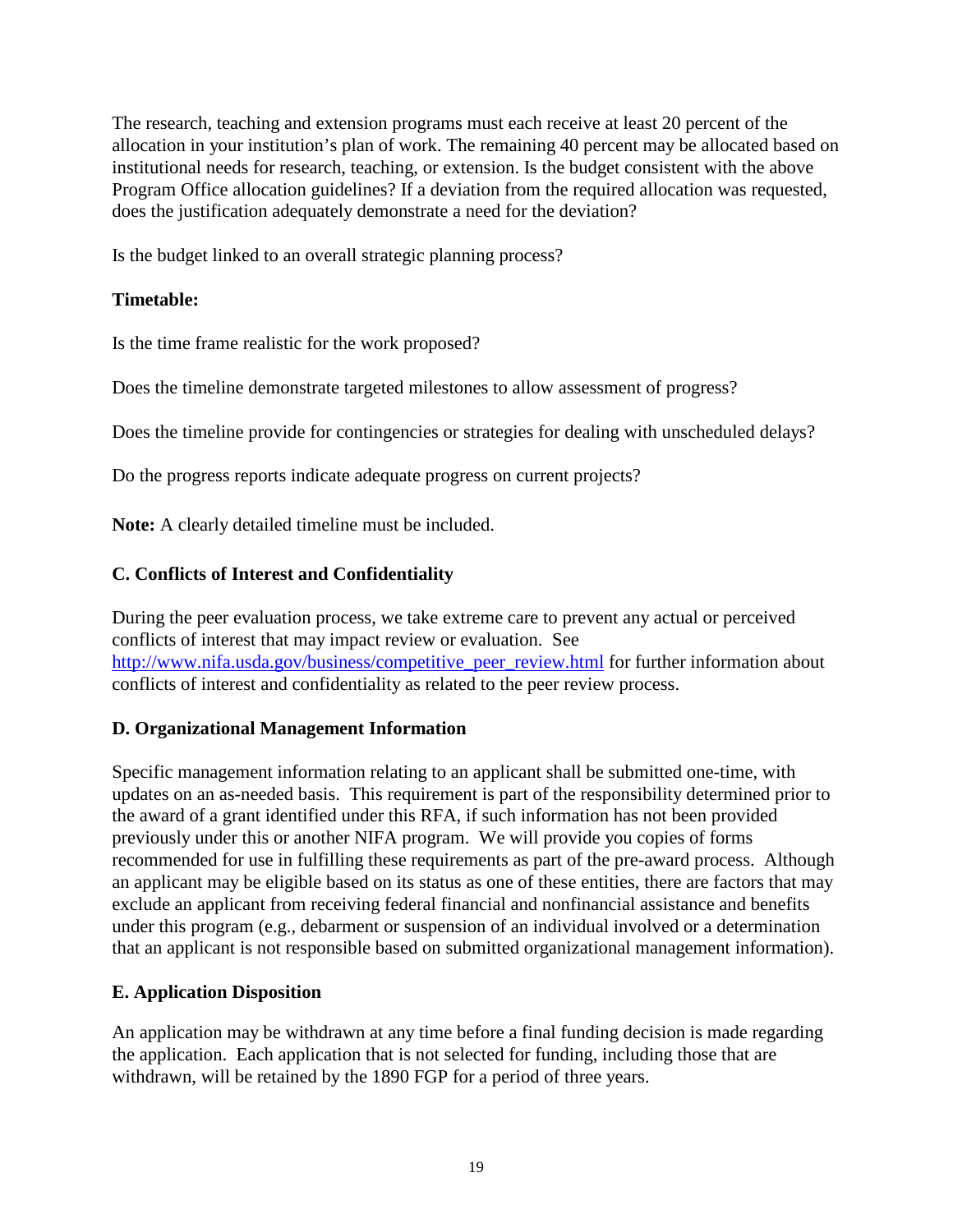The research, teaching and extension programs must each receive at least 20 percent of the allocation in your institution's plan of work. The remaining 40 percent may be allocated based on institutional needs for research, teaching, or extension. Is the budget consistent with the above Program Office allocation guidelines? If a deviation from the required allocation was requested, does the justification adequately demonstrate a need for the deviation?

Is the budget linked to an overall strategic planning process?

**Timetable:**

Is the time frame realistic for the work proposed?

Does the timeline demonstrate targeted milestones to allow assessment of progress?

Does the timeline provide for contingencies or strategies for dealing with unscheduled delays?

Do the progress reports indicate adequate progress on current projects?

**Note:** A clearly detailed timeline must be included.

### C. Conflicts of Interest and Confidentiality

During the peer evaluation process, we take extreme care to prevent any actual or perceived conflicts of interest that may impact review or evaluation. See [http://www.nifa.usda.gov/business/competitive_peer_review.html](http://www.nifa.usda.gov/business/competitive_peer_review.html) for further information about conflicts of interest and confidentiality as related to the peer review process.

### D. Organizational Management Information

Specific management information relating to an applicant shall be submitted one-time, with updates on an as-needed basis. This requirement is part of the responsibility determined prior to the award of a grant identified under this RFA, if such information has not been provided previously under this or another NIFA program. We will provide you copies of forms recommended for use in fulfilling these requirements as part of the pre-award process. Although an applicant may be eligible based on its status as one of these entities, there are factors that may exclude an applicant from receiving federal financial and nonfinancial assistance and benefits under this program (e.g., debarment or suspension of an individual involved or a determination that an applicant is not responsible based on submitted organizational management information).

### E. Application Disposition

An application may be withdrawn at any time before a final funding decision is made regarding the application. Each application that is not selected for funding, including those that are withdrawn, will be retained by the 1890 FGP for a period of three years.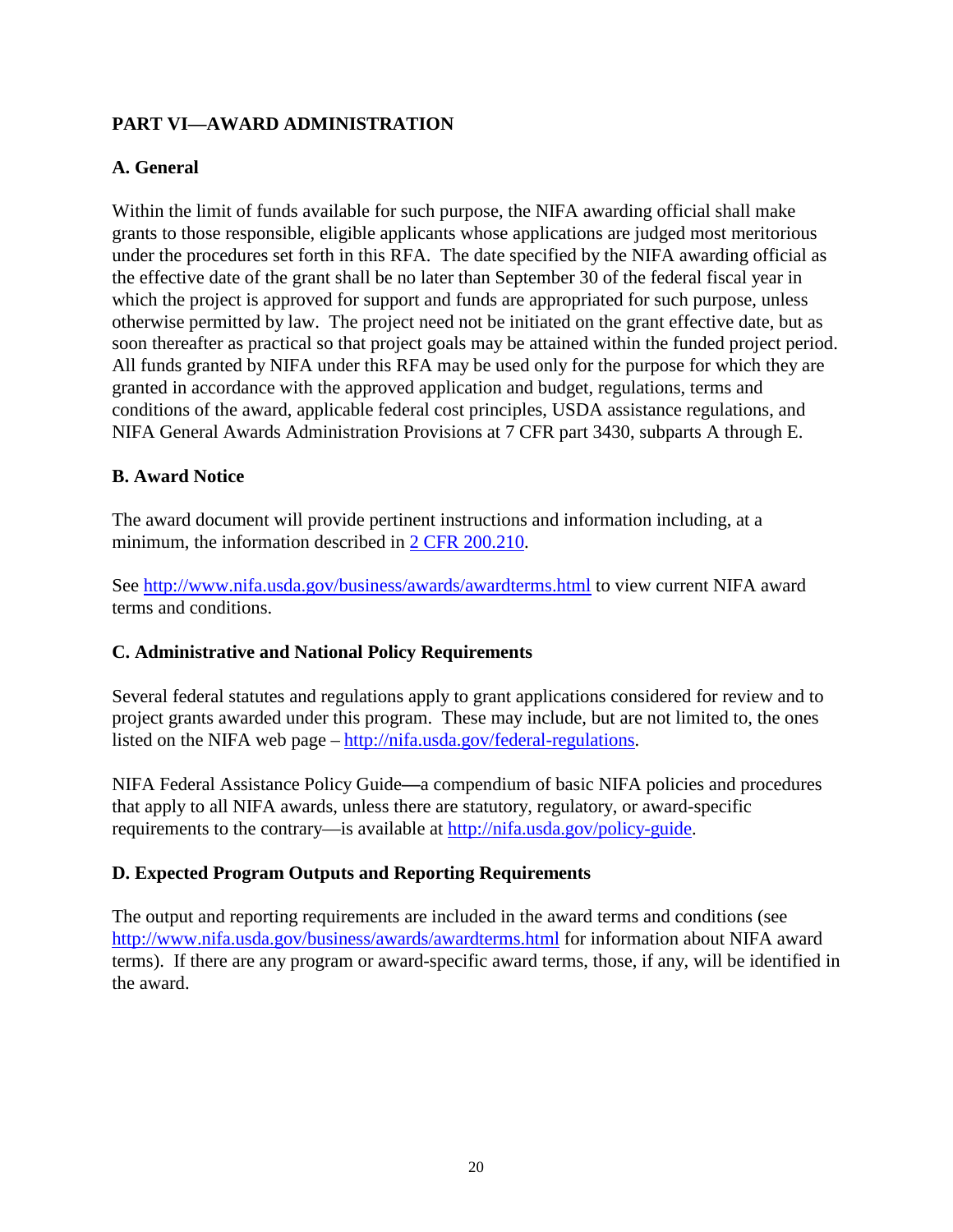## PART VI—AWARD ADMINISTRATION

### A. General

Within the limit of funds available for such purpose, the NIFA awarding official shall make grants to those responsible, eligible applicants whose applications are judged most meritorious under the procedures set forth in this RFA. The date specified by the NIFA awarding official as the effective date of the grant shall be no later than September 30 of the federal fiscal year in which the project is approved for support and funds are appropriated for such purpose, unless otherwise permitted by law. The project need not be initiated on the grant effective date, but as soon thereafter as practical so that project goals may be attained within the funded project period. All funds granted by NIFA under this RFA may be used only for the purpose for which they are granted in accordance with the approved application and budget, regulations, terms and conditions of the award, applicable federal cost principles, USDA assistance regulations, and NIFA General Awards Administration Provisions at 7 CFR part 3430, subparts A through E.

### B. Award Notice

The award document will provide pertinent instructions and information including, at a minimum, the information described in 2 CFR 200.210.

See http://www.nifa.usda.gov/business/awards/awardterms.html to view current NIFA award terms and conditions.

### C. Administrative and National Policy Requirements

Several federal statutes and regulations apply to grant applications considered for review and to project grants awarded under this program. These may include, but are not limited to, the ones listed on the NIFA web page – http://nifa.usda.gov/federal-regulations.

NIFA Federal Assistance Policy Guide—a compendium of basic NIFA policies and procedures that apply to all NIFA awards, unless there are statutory, regulatory, or award-specific requirements to the contrary—is available at http://nifa.usda.gov/policy-guide.

### D. Expected Program Outputs and Reporting Requirements

The output and reporting requirements are included in the award terms and conditions (see http://www.nifa.usda.gov/business/awards/awardterms.html for information about NIFA award terms). If there are any program or award-specific award terms, those, if any, will be identified in the award.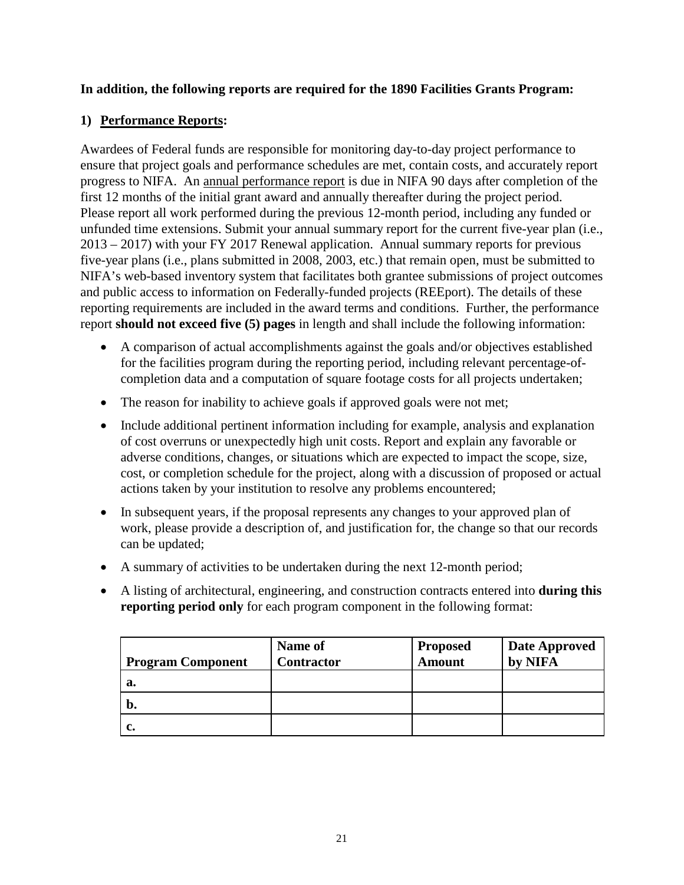**In addition, the following reports are required for the 1890 Facilities Grants Program:**

**1) Performance Reports:**

Awardees of Federal funds are responsible for monitoring day-to-day project performance to ensure that project goals and performance schedules are met, contain costs, and accurately report progress to NIFA. An annual performance report is due in NIFA 90 days after completion of the first 12 months of the initial grant award and annually thereafter during the project period. Please report all work performed during the previous 12-month period, including any funded or unfunded time extensions. Submit your annual summary report for the current five-year plan (i.e., 2013 – 2017) with your FY 2017 Renewal application. Annual summary reports for previous five-year plans (i.e., plans submitted in 2008, 2003, etc.) that remain open, must be submitted to NIFA's web-based inventory system that facilitates both grantee submissions of project outcomes and public access to information on Federally-funded projects (REEport). The details of these reporting requirements are included in the award terms and conditions. Further, the performance report **should not exceed five (5) pages** in length and shall include the following information:

- A comparison of actual accomplishments against the goals and/or objectives established for the facilities program during the reporting period, including relevant percentage-of-completion data and a computation of square footage costs for all projects undertaken;
- The reason for inability to achieve goals if approved goals were not met;
- Include additional pertinent information including for example, analysis and explanation of cost overruns or unexpectedly high unit costs. Report and explain any favorable or adverse conditions, changes, or situations which are expected to impact the scope, size, cost, or completion schedule for the project, along with a discussion of proposed or actual actions taken by your institution to resolve any problems encountered;
- In subsequent years, if the proposal represents any changes to your approved plan of work, please provide a description of, and justification for, the change so that our records can be updated;
- A summary of activities to be undertaken during the next 12-month period;
- A listing of architectural, engineering, and construction contracts entered into **during this reporting period only** for each program component in the following format:

| Program Component | Name of Contractor | Proposed Amount | Date Approved by NIFA |
|---|---|---|---|
| **a.** | | | |
| **b.** | | | |
| **c.** | | | |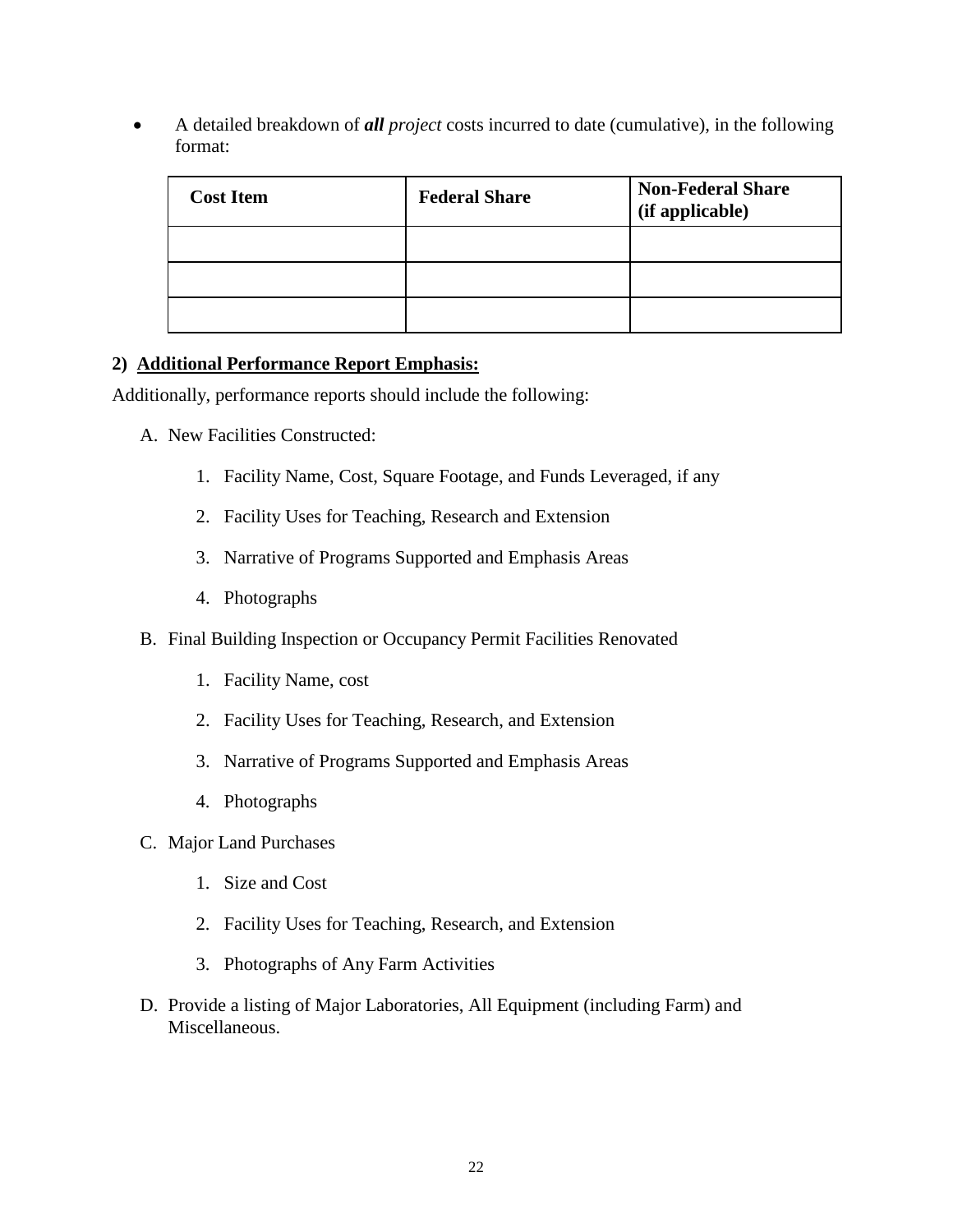- A detailed breakdown of ***all*** *project* costs incurred to date (cumulative), in the following format:

| **Cost Item** | **Federal Share** | **Non-Federal Share (if applicable)** |
|---|---|---|
| | | |
| | | |
| | | |

**2) <u>Additional Performance Report Emphasis:</u>**

Additionally, performance reports should include the following:

A. New Facilities Constructed:

   1. Facility Name, Cost, Square Footage, and Funds Leveraged, if any
   2. Facility Uses for Teaching, Research and Extension
   3. Narrative of Programs Supported and Emphasis Areas
   4. Photographs

B. Final Building Inspection or Occupancy Permit Facilities Renovated

   1. Facility Name, cost
   2. Facility Uses for Teaching, Research, and Extension
   3. Narrative of Programs Supported and Emphasis Areas
   4. Photographs

C. Major Land Purchases

   1. Size and Cost
   2. Facility Uses for Teaching, Research, and Extension
   3. Photographs of Any Farm Activities

D. Provide a listing of Major Laboratories, All Equipment (including Farm) and Miscellaneous.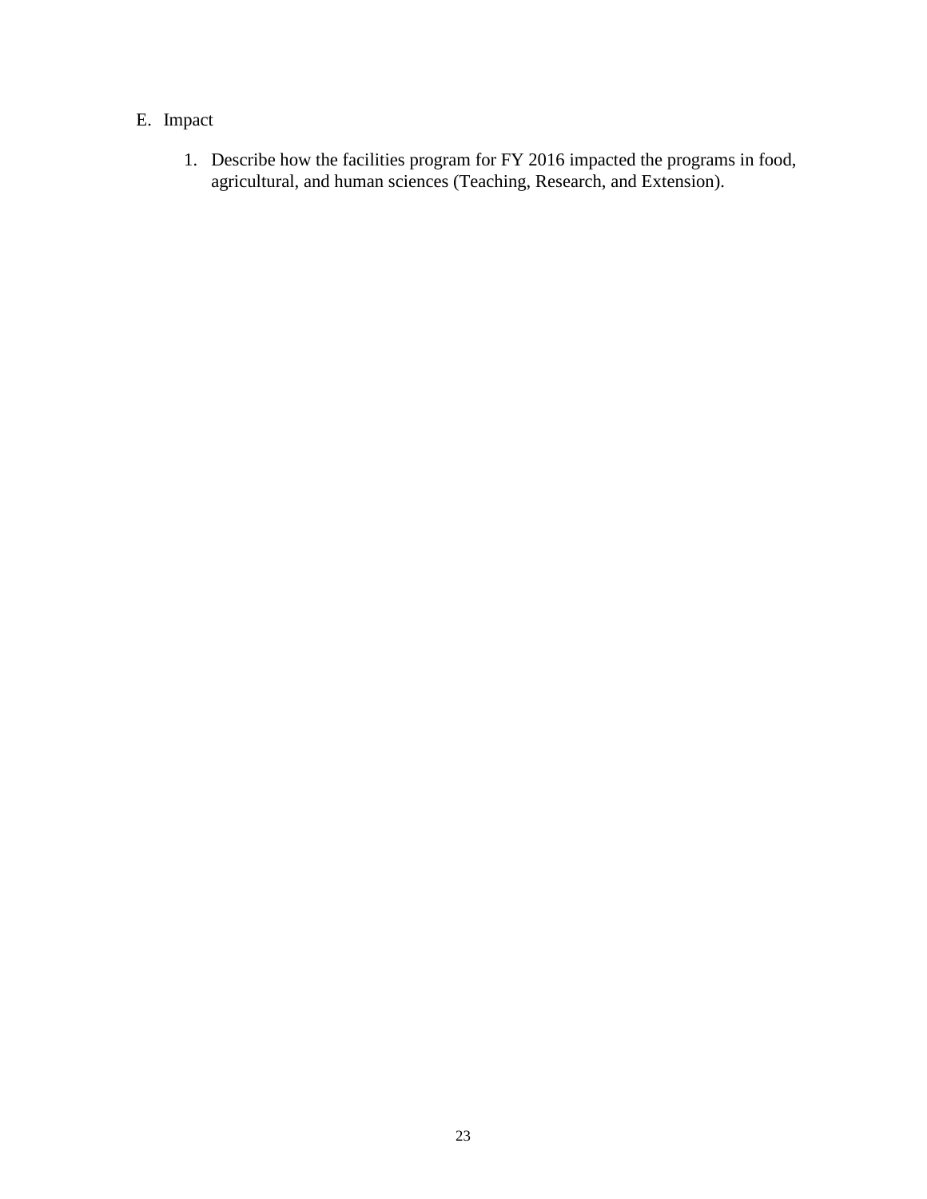E. Impact

1. Describe how the facilities program for FY 2016 impacted the programs in food, agricultural, and human sciences (Teaching, Research, and Extension).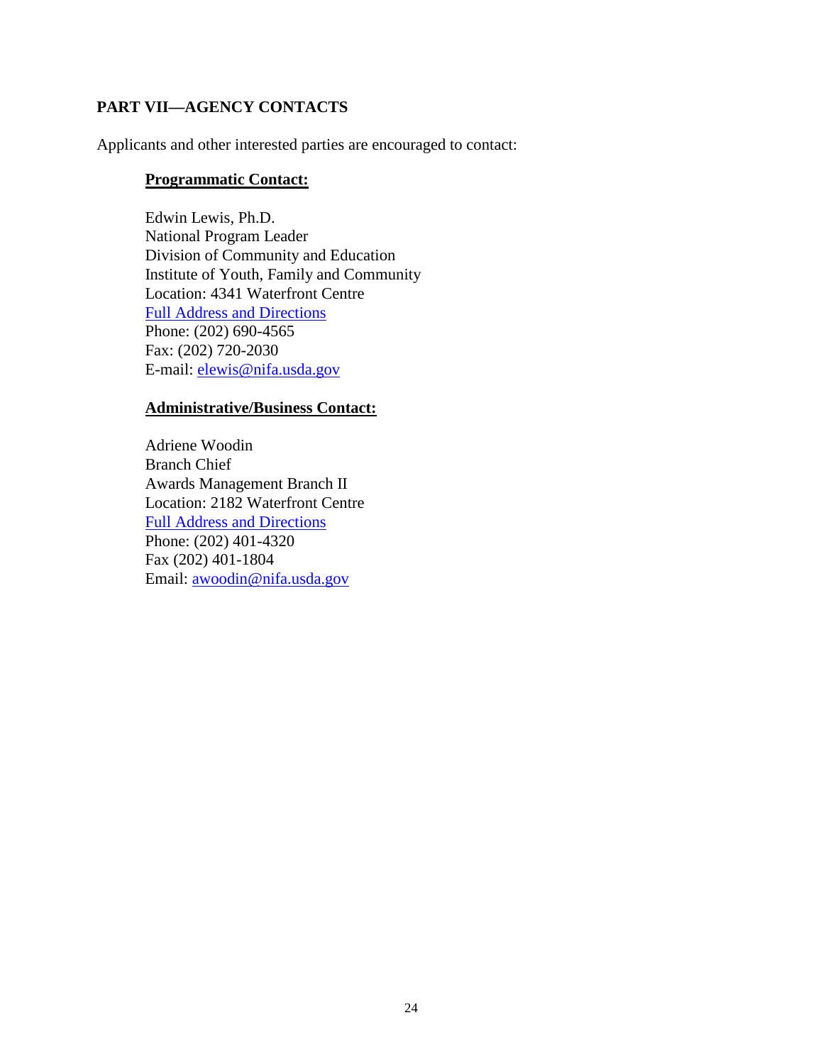## PART VII—AGENCY CONTACTS

Applicants and other interested parties are encouraged to contact:

**Programmatic Contact:**

Edwin Lewis, Ph.D.
National Program Leader
Division of Community and Education
Institute of Youth, Family and Community
Location: 4341 Waterfront Centre
Full Address and Directions
Phone: (202) 690-4565
Fax: (202) 720-2030
E-mail: elewis@nifa.usda.gov

**Administrative/Business Contact:**

Adriene Woodin
Branch Chief
Awards Management Branch II
Location: 2182 Waterfront Centre
Full Address and Directions
Phone: (202) 401-4320
Fax (202) 401-1804
Email: awoodin@nifa.usda.gov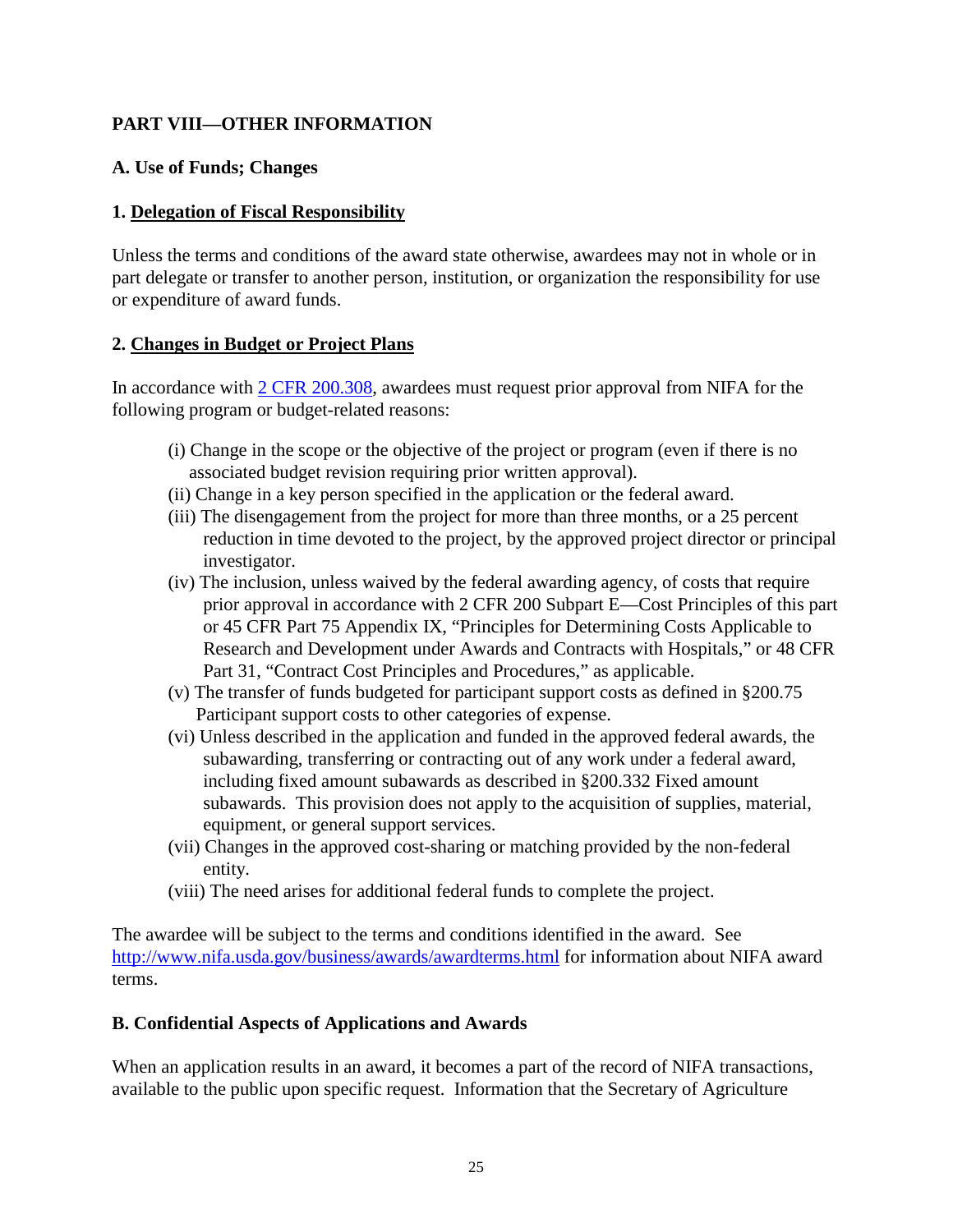## PART VIII—OTHER INFORMATION

### A. Use of Funds; Changes

#### 1. Delegation of Fiscal Responsibility

Unless the terms and conditions of the award state otherwise, awardees may not in whole or in part delegate or transfer to another person, institution, or organization the responsibility for use or expenditure of award funds.

#### 2. Changes in Budget or Project Plans

In accordance with [2 CFR 200.308](2 CFR 200.308), awardees must request prior approval from NIFA for the following program or budget-related reasons:

(i) Change in the scope or the objective of the project or program (even if there is no associated budget revision requiring prior written approval).

(ii) Change in a key person specified in the application or the federal award.

(iii) The disengagement from the project for more than three months, or a 25 percent reduction in time devoted to the project, by the approved project director or principal investigator.

(iv) The inclusion, unless waived by the federal awarding agency, of costs that require prior approval in accordance with 2 CFR 200 Subpart E—Cost Principles of this part or 45 CFR Part 75 Appendix IX, "Principles for Determining Costs Applicable to Research and Development under Awards and Contracts with Hospitals," or 48 CFR Part 31, "Contract Cost Principles and Procedures," as applicable.

(v) The transfer of funds budgeted for participant support costs as defined in §200.75 Participant support costs to other categories of expense.

(vi) Unless described in the application and funded in the approved federal awards, the subawarding, transferring or contracting out of any work under a federal award, including fixed amount subawards as described in §200.332 Fixed amount subawards. This provision does not apply to the acquisition of supplies, material, equipment, or general support services.

(vii) Changes in the approved cost-sharing or matching provided by the non-federal entity.

(viii) The need arises for additional federal funds to complete the project.

The awardee will be subject to the terms and conditions identified in the award. See http://www.nifa.usda.gov/business/awards/awardterms.html for information about NIFA award terms.

### B. Confidential Aspects of Applications and Awards

When an application results in an award, it becomes a part of the record of NIFA transactions, available to the public upon specific request. Information that the Secretary of Agriculture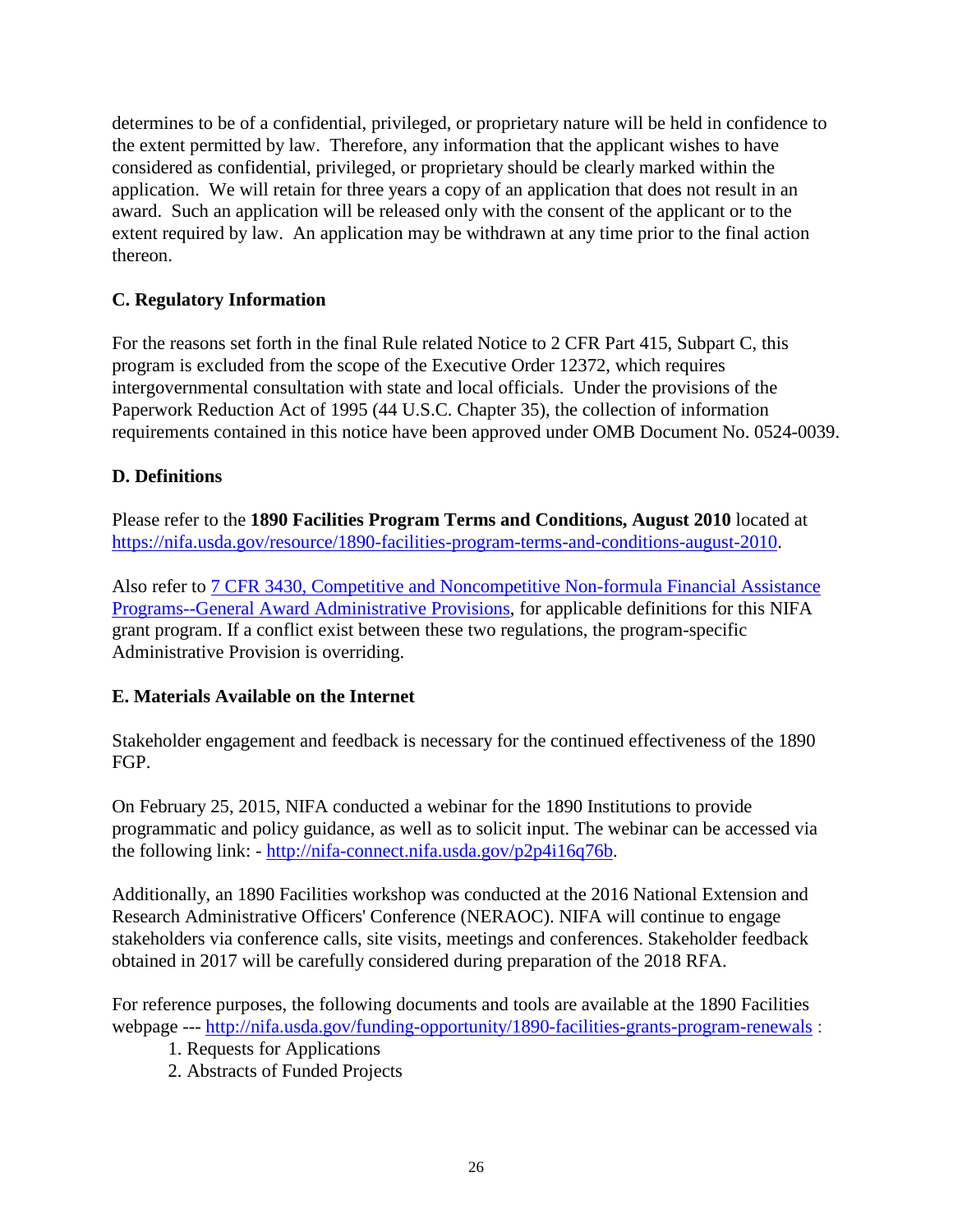determines to be of a confidential, privileged, or proprietary nature will be held in confidence to the extent permitted by law. Therefore, any information that the applicant wishes to have considered as confidential, privileged, or proprietary should be clearly marked within the application. We will retain for three years a copy of an application that does not result in an award. Such an application will be released only with the consent of the applicant or to the extent required by law. An application may be withdrawn at any time prior to the final action thereon.

### C. Regulatory Information

For the reasons set forth in the final Rule related Notice to 2 CFR Part 415, Subpart C, this program is excluded from the scope of the Executive Order 12372, which requires intergovernmental consultation with state and local officials. Under the provisions of the Paperwork Reduction Act of 1995 (44 U.S.C. Chapter 35), the collection of information requirements contained in this notice have been approved under OMB Document No. 0524-0039.

### D. Definitions

Please refer to the **1890 Facilities Program Terms and Conditions, August 2010** located at https://nifa.usda.gov/resource/1890-facilities-program-terms-and-conditions-august-2010.

Also refer to 7 CFR 3430, Competitive and Noncompetitive Non-formula Financial Assistance Programs--General Award Administrative Provisions, for applicable definitions for this NIFA grant program. If a conflict exist between these two regulations, the program-specific Administrative Provision is overriding.

### E. Materials Available on the Internet

Stakeholder engagement and feedback is necessary for the continued effectiveness of the 1890 FGP.

On February 25, 2015, NIFA conducted a webinar for the 1890 Institutions to provide programmatic and policy guidance, as well as to solicit input. The webinar can be accessed via the following link: - http://nifa-connect.nifa.usda.gov/p2p4i16q76b.

Additionally, an 1890 Facilities workshop was conducted at the 2016 National Extension and Research Administrative Officers' Conference (NERAOC). NIFA will continue to engage stakeholders via conference calls, site visits, meetings and conferences. Stakeholder feedback obtained in 2017 will be carefully considered during preparation of the 2018 RFA.

For reference purposes, the following documents and tools are available at the 1890 Facilities webpage --- http://nifa.usda.gov/funding-opportunity/1890-facilities-grants-program-renewals :

1. Requests for Applications
2. Abstracts of Funded Projects